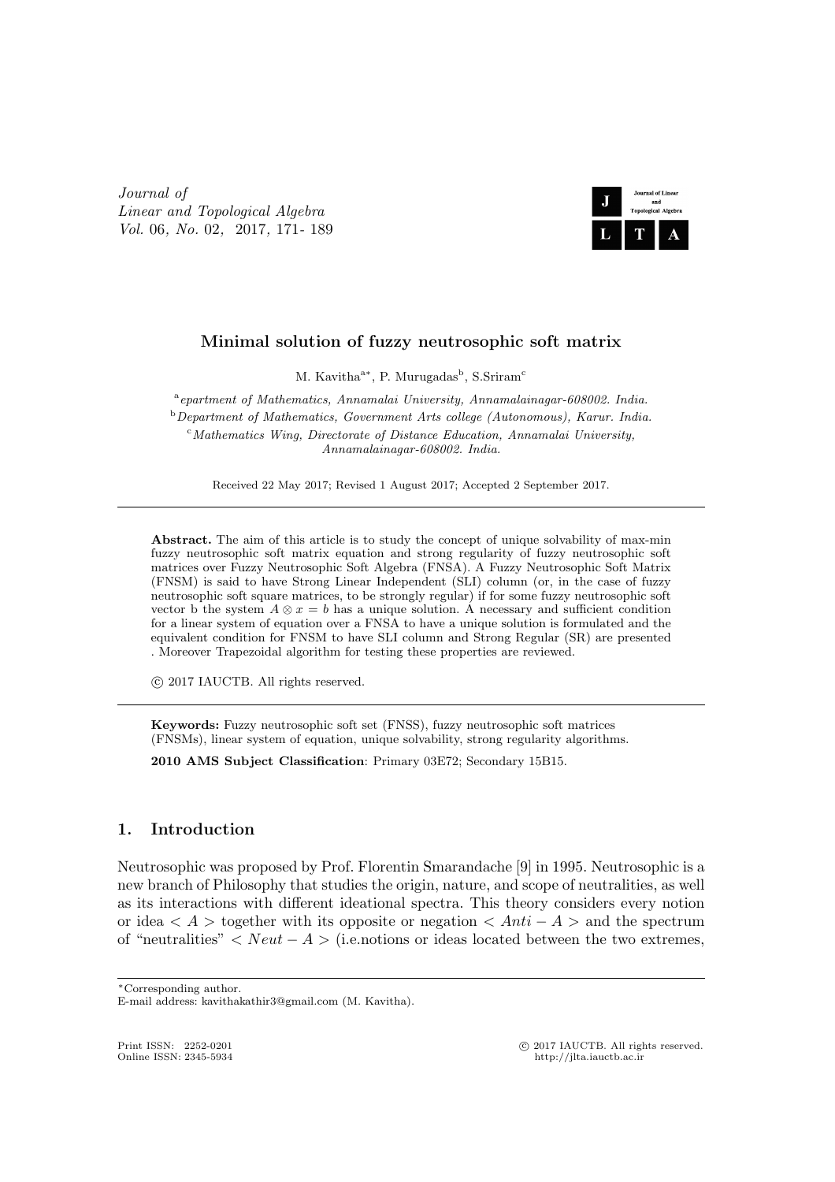# Minimal solution of fuzzy neutrosophic soft matrix

M. Kavitha[a*], P. Murugadas[b], S.Sriram[c]

[a] epartment of Mathematics, Annamalai University, Annamalainagar-608002. India.
[b] Department of Mathematics, Government Arts college (Autonomous), Karur. India.
[c] Mathematics Wing, Directorate of Distance Education, Annamalai University, Annamalainagar-608002. India.

Received 22 May 2017; Revised 1 August 2017; Accepted 2 September 2017.

---

**Abstract.** The aim of this article is to study the concept of unique solvability of max-min fuzzy neutrosophic soft matrix equation and strong regularity of fuzzy neutrosophic soft matrices over Fuzzy Neutrosophic Soft Algebra (FNSA). A Fuzzy Neutrosophic Soft Matrix (FNSM) is said to have Strong Linear Independent (SLI) column (or, in the case of fuzzy neutrosophic soft square matrices, to be strongly regular) if for some fuzzy neutrosophic soft vector b the system $A \otimes x = b$ has a unique solution. A necessary and sufficient condition for a linear system of equation over a FNSA to have a unique solution is formulated and the equivalent condition for FNSM to have SLI column and Strong Regular (SR) are presented . Moreover Trapezoidal algorithm for testing these properties are reviewed.

© 2017 IAUCTB. All rights reserved.

---

**Keywords:** Fuzzy neutrosophic soft set (FNSS), fuzzy neutrosophic soft matrices (FNSMs), linear system of equation, unique solvability, strong regularity algorithms.

**2010 AMS Subject Classification**: Primary 03E72; Secondary 15B15.

## 1. Introduction

Neutrosophic was proposed by Prof. Florentin Smarandache [9] in 1995. Neutrosophic is a new branch of Philosophy that studies the origin, nature, and scope of neutralities, as well as its interactions with different ideational spectra. This theory considers every notion or idea $< A >$ together with its opposite or negation $< Anti - A >$ and the spectrum of "neutralities" $< Neut - A >$ (i.e.notions or ideas located between the two extremes,

---

*Corresponding author.
E-mail address: kavithakathir3@gmail.com (M. Kavitha).

Print ISSN: 2252-0201 © 2017 IAUCTB. All rights reserved.
Online ISSN: 2345-5934 http://jlta.iauctb.ac.ir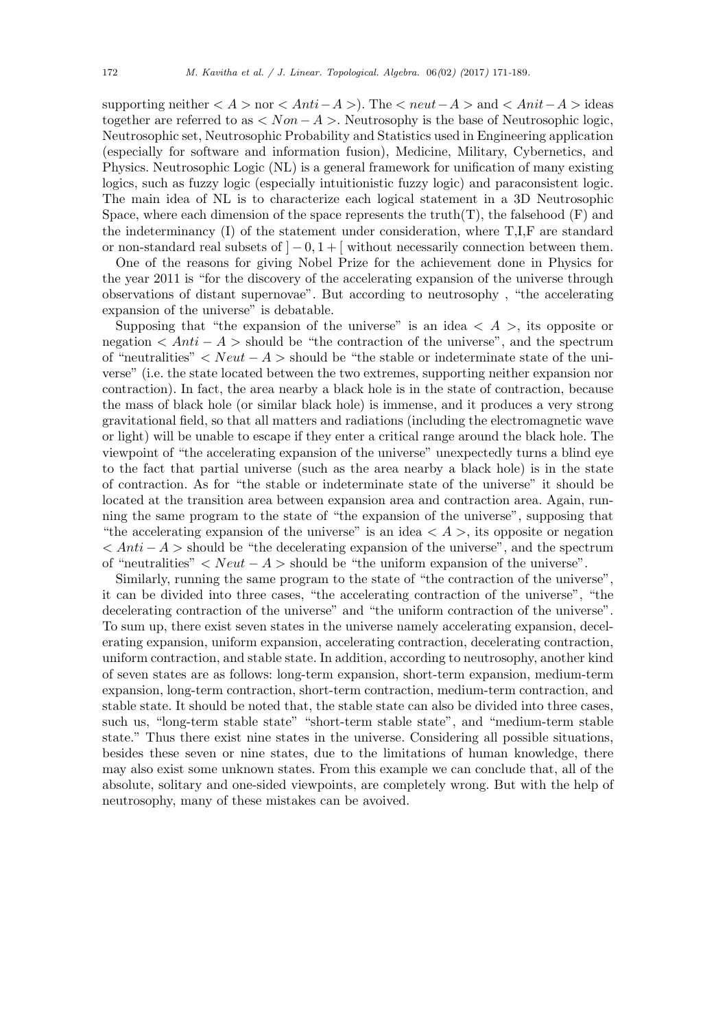supporting neither $< A >$ nor $< Anti-A >$). The $< neut-A >$ and $< Anit-A >$ ideas together are referred to as $< Non-A >$. Neutrosophy is the base of Neutrosophic logic, Neutrosophic set, Neutrosophic Probability and Statistics used in Engineering application (especially for software and information fusion), Medicine, Military, Cybernetics, and Physics. Neutrosophic Logic (NL) is a general framework for unification of many existing logics, such as fuzzy logic (especially intuitionistic fuzzy logic) and paraconsistent logic. The main idea of NL is to characterize each logical statement in a 3D Neutrosophic Space, where each dimension of the space represents the truth(T), the falsehood (F) and the indeterminancy (I) of the statement under consideration, where T,I,F are standard or non-standard real subsets of $]-0, 1+[$ without necessarily connection between them.

One of the reasons for giving Nobel Prize for the achievement done in Physics for the year 2011 is "for the discovery of the accelerating expansion of the universe through observations of distant supernovae". But according to neutrosophy , "the accelerating expansion of the universe" is debatable.

Supposing that "the expansion of the universe" is an idea $< A >$, its opposite or negation $< Anti - A >$ should be "the contraction of the universe", and the spectrum of "neutralities" $< Neut - A >$ should be "the stable or indeterminate state of the universe" (i.e. the state located between the two extremes, supporting neither expansion nor contraction). In fact, the area nearby a black hole is in the state of contraction, because the mass of black hole (or similar black hole) is immense, and it produces a very strong gravitational field, so that all matters and radiations (including the electromagnetic wave or light) will be unable to escape if they enter a critical range around the black hole. The viewpoint of "the accelerating expansion of the universe" unexpectedly turns a blind eye to the fact that partial universe (such as the area nearby a black hole) is in the state of contraction. As for "the stable or indeterminate state of the universe" it should be located at the transition area between expansion area and contraction area. Again, running the same program to the state of "the expansion of the universe", supposing that "the accelerating expansion of the universe" is an idea $< A >$, its opposite or negation $< Anti - A >$ should be "the decelerating expansion of the universe", and the spectrum of "neutralities" $< Neut - A >$ should be "the uniform expansion of the universe".

Similarly, running the same program to the state of "the contraction of the universe", it can be divided into three cases, "the accelerating contraction of the universe", "the decelerating contraction of the universe" and "the uniform contraction of the universe". To sum up, there exist seven states in the universe namely accelerating expansion, decelerating expansion, uniform expansion, accelerating contraction, decelerating contraction, uniform contraction, and stable state. In addition, according to neutrosophy, another kind of seven states are as follows: long-term expansion, short-term expansion, medium-term expansion, long-term contraction, short-term contraction, medium-term contraction, and stable state. It should be noted that, the stable state can also be divided into three cases, such us, "long-term stable state" "short-term stable state", and "medium-term stable state." Thus there exist nine states in the universe. Considering all possible situations, besides these seven or nine states, due to the limitations of human knowledge, there may also exist some unknown states. From this example we can conclude that, all of the absolute, solitary and one-sided viewpoints, are completely wrong. But with the help of neutrosophy, many of these mistakes can be avoived.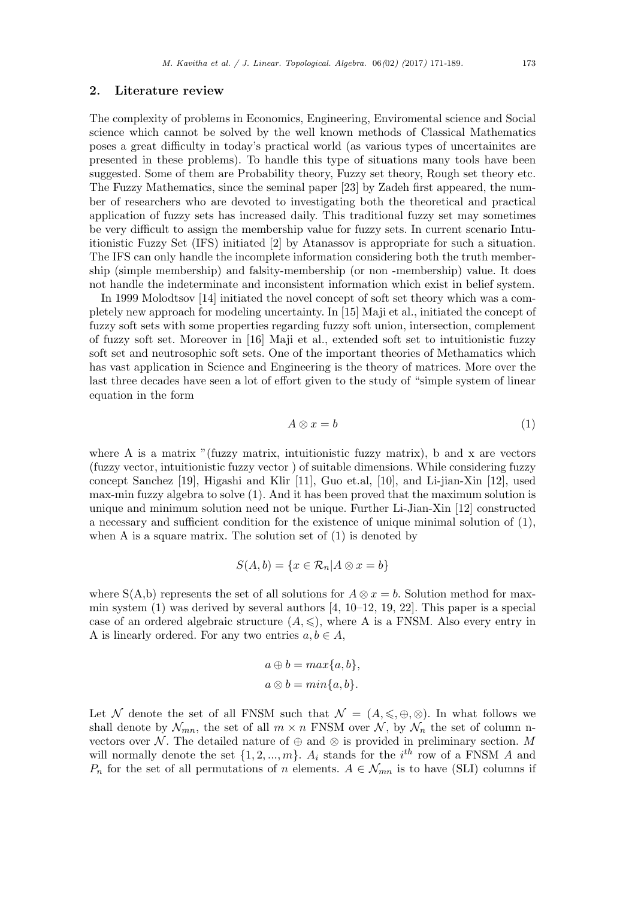## 2. Literature review

The complexity of problems in Economics, Engineering, Enviromental science and Social science which cannot be solved by the well known methods of Classical Mathematics poses a great difficulty in today's practical world (as various types of uncertainites are presented in these problems). To handle this type of situations many tools have been suggested. Some of them are Probability theory, Fuzzy set theory, Rough set theory etc. The Fuzzy Mathematics, since the seminal paper [23] by Zadeh first appeared, the number of researchers who are devoted to investigating both the theoretical and practical application of fuzzy sets has increased daily. This traditional fuzzy set may sometimes be very difficult to assign the membership value for fuzzy sets. In current scenario Intuitionistic Fuzzy Set (IFS) initiated [2] by Atanassov is appropriate for such a situation. The IFS can only handle the incomplete information considering both the truth membership (simple membership) and falsity-membership (or non -membership) value. It does not handle the indeterminate and inconsistent information which exist in belief system.

In 1999 Molodtsov [14] initiated the novel concept of soft set theory which was a completely new approach for modeling uncertainty. In [15] Maji et al., initiated the concept of fuzzy soft sets with some properties regarding fuzzy soft union, intersection, complement of fuzzy soft set. Moreover in [16] Maji et al., extended soft set to intuitionistic fuzzy soft set and neutrosophic soft sets. One of the important theories of Methamatics which has vast application in Science and Engineering is the theory of matrices. More over the last three decades have seen a lot of effort given to the study of "simple system of linear equation in the form

$$A \otimes x = b \tag{1}$$

where A is a matrix "(fuzzy matrix, intuitionistic fuzzy matrix), b and x are vectors (fuzzy vector, intuitionistic fuzzy vector ) of suitable dimensions. While considering fuzzy concept Sanchez [19], Higashi and Klir [11], Guo et.al, [10], and Li-jian-Xin [12], used max-min fuzzy algebra to solve (1). And it has been proved that the maximum solution is unique and minimum solution need not be unique. Further Li-Jian-Xin [12] constructed a necessary and sufficient condition for the existence of unique minimal solution of (1), when A is a square matrix. The solution set of (1) is denoted by

$$S(A, b) = \{x \in \mathcal{R}_n | A \otimes x = b\}$$

where S(A,b) represents the set of all solutions for $A \otimes x = b$. Solution method for max-min system (1) was derived by several authors [4, 10–12, 19, 22]. This paper is a special case of an ordered algebraic structure $(A, \leqslant)$, where A is a FNSM. Also every entry in A is linearly ordered. For any two entries $a, b \in A$,

$$a \oplus b = max\{a, b\},$$
$$a \otimes b = min\{a, b\}.$$

Let $\mathcal{N}$ denote the set of all FNSM such that $\mathcal{N} = (A, \leqslant, \oplus, \otimes)$. In what follows we shall denote by $\mathcal{N}_{mn}$, the set of all $m \times n$ FNSM over $\mathcal{N}$, by $\mathcal{N}_n$ the set of column n-vectors over $\mathcal{N}$. The detailed nature of $\oplus$ and $\otimes$ is provided in preliminary section. $M$ will normally denote the set $\{1, 2, ..., m\}$. $A_i$ stands for the $i^{th}$ row of a FNSM $A$ and $P_n$ for the set of all permutations of $n$ elements. $A \in \mathcal{N}_{mn}$ is to have (SLI) columns if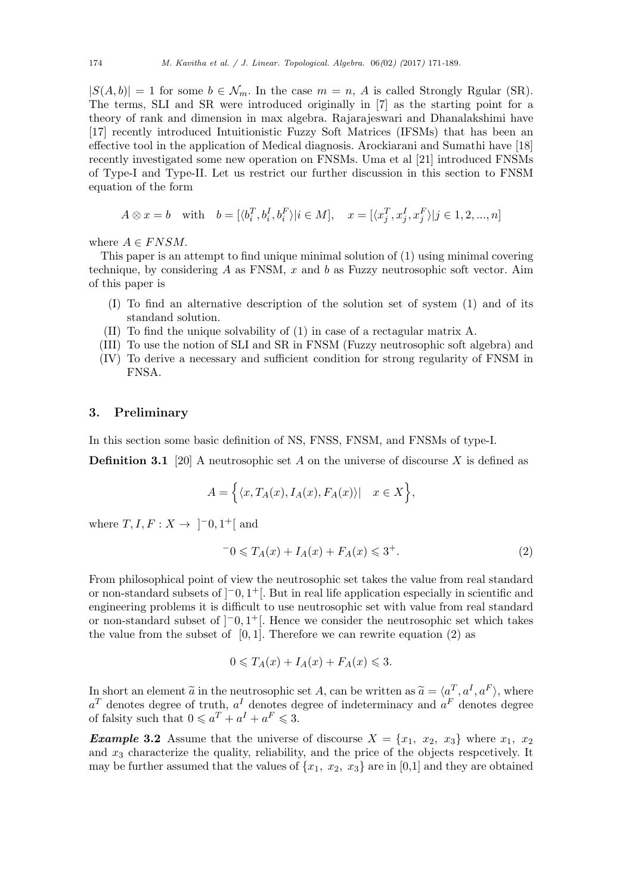$|S(A, b)| = 1$ for some $b \in \mathcal{N}_m$. In the case $m = n$, $A$ is called Strongly Rgular (SR). The terms, SLI and SR were introduced originally in [7] as the starting point for a theory of rank and dimension in max algebra. Rajarajeswari and Dhanalakshimi have [17] recently introduced Intuitionistic Fuzzy Soft Matrices (IFSMs) that has been an effective tool in the application of Medical diagnosis. Arockiarani and Sumathi have [18] recently investigated some new operation on FNSMs. Uma et al [21] introduced FNSMs of Type-I and Type-II. Let us restrict our further discussion in this section to FNSM equation of the form

$$A \otimes x = b \quad \text{with} \quad b = [\langle b_i^T, b_i^I, b_i^F \rangle | i \in M], \quad x = [\langle x_j^T, x_j^I, x_j^F \rangle | j \in 1, 2, ..., n]$$

where $A \in FNSM$.

This paper is an attempt to find unique minimal solution of (1) using minimal covering technique, by considering $A$ as FNSM, $x$ and $b$ as Fuzzy neutrosophic soft vector. Aim of this paper is

(I) To find an alternative description of the solution set of system (1) and of its standand solution.
(II) To find the unique solvability of (1) in case of a rectagular matrix A.
(III) To use the notion of SLI and SR in FNSM (Fuzzy neutrosophic soft algebra) and
(IV) To derive a necessary and sufficient condition for strong regularity of FNSM in FNSA.

## 3. Preliminary

In this section some basic definition of NS, FNSS, FNSM, and FNSMs of type-I.

**Definition 3.1** [20] A neutrosophic set $A$ on the universe of discourse $X$ is defined as

$$A = \Big\{ \langle x, T_A(x), I_A(x), F_A(x) \rangle | \quad x \in X \Big\},$$

where $T, I, F : X \to \ ]^{-}0, 1^{+}[$ and

$$^{-}0 \leqslant T_A(x) + I_A(x) + F_A(x) \leqslant 3^{+}. \tag{2}$$

From philosophical point of view the neutrosophic set takes the value from real standard or non-standard subsets of $]^{-}0, 1^{+}[$. But in real life application especially in scientific and engineering problems it is difficult to use neutrosophic set with value from real standard or non-standard subset of $]^{-}0, 1^{+}[$. Hence we consider the neutrosophic set which takes the value from the subset of $[0, 1]$. Therefore we can rewrite equation (2) as

$$0 \leqslant T_A(x) + I_A(x) + F_A(x) \leqslant 3.$$

In short an element $\widetilde{a}$ in the neutrosophic set $A$, can be written as $\widetilde{a} = \langle a^T, a^I, a^F \rangle$, where $a^T$ denotes degree of truth, $a^I$ denotes degree of indeterminacy and $a^F$ denotes degree of falsity such that $0 \leqslant a^T + a^I + a^F \leqslant 3$.

***Example* 3.2** Assume that the universe of discourse $X = \{x_1, \ x_2, \ x_3\}$ where $x_1, \ x_2$ and $x_3$ characterize the quality, reliability, and the price of the objects respcetively. It may be further assumed that the values of $\{x_1, \ x_2, \ x_3\}$ are in [0,1] and they are obtained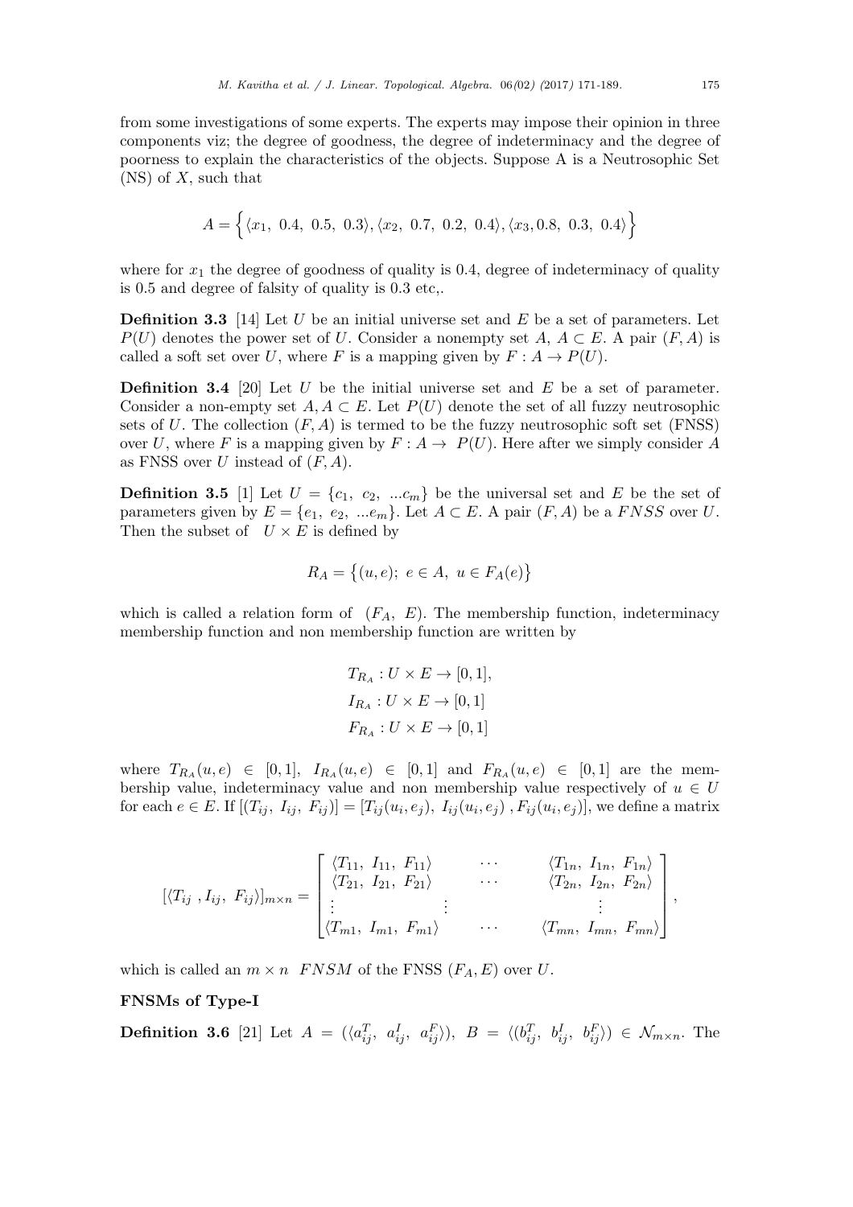from some investigations of some experts. The experts may impose their opinion in three components viz; the degree of goodness, the degree of indeterminacy and the degree of poorness to explain the characteristics of the objects. Suppose A is a Neutrosophic Set (NS) of $X$, such that

$$A = \Big\{ \langle x_1,\ 0.4,\ 0.5,\ 0.3\rangle, \langle x_2,\ 0.7,\ 0.2,\ 0.4\rangle, \langle x_3, 0.8,\ 0.3,\ 0.4\rangle \Big\}$$

where for $x_1$ the degree of goodness of quality is 0.4, degree of indeterminacy of quality is 0.5 and degree of falsity of quality is 0.3 etc,.

**Definition 3.3** [14] Let $U$ be an initial universe set and $E$ be a set of parameters. Let $P(U)$ denotes the power set of $U$. Consider a nonempty set $A$, $A \subset E$. A pair $(F, A)$ is called a soft set over $U$, where $F$ is a mapping given by $F : A \to P(U)$.

**Definition 3.4** [20] Let $U$ be the initial universe set and $E$ be a set of parameter. Consider a non-empty set $A, A \subset E$. Let $P(U)$ denote the set of all fuzzy neutrosophic sets of $U$. The collection $(F, A)$ is termed to be the fuzzy neutrosophic soft set (FNSS) over $U$, where $F$ is a mapping given by $F : A \to\ P(U)$. Here after we simply consider $A$ as FNSS over $U$ instead of $(F, A)$.

**Definition 3.5** [1] Let $U = \{c_1,\ c_2,\ ...c_m\}$ be the universal set and $E$ be the set of parameters given by $E = \{e_1,\ e_2,\ ...e_m\}$. Let $A \subset E$. A pair $(F, A)$ be a $FNSS$ over $U$. Then the subset of $U \times E$ is defined by

$$R_A = \big\{(u, e);\ e \in A,\ u \in F_A(e)\big\}$$

which is called a relation form of $(F_A,\ E)$. The membership function, indeterminacy membership function and non membership function are written by

$$T_{R_A} : U \times E \to [0, 1],$$
$$I_{R_A} : U \times E \to [0, 1]$$
$$F_{R_A} : U \times E \to [0, 1]$$

where $T_{R_A}(u, e) \in [0, 1]$, $I_{R_A}(u, e) \in [0, 1]$ and $F_{R_A}(u, e) \in [0, 1]$ are the membership value, indeterminacy value and non membership value respectively of $u \in U$ for each $e \in E$. If $[(T_{ij},\ I_{ij},\ F_{ij})] = [T_{ij}(u_i, e_j),\ I_{ij}(u_i, e_j)\ , F_{ij}(u_i, e_j)]$, we define a matrix

$$[\langle T_{ij}\ , I_{ij},\ F_{ij}\rangle]_{m\times n} = \begin{bmatrix} \langle T_{11},\ I_{11},\ F_{11}\rangle & \cdots & \langle T_{1n},\ I_{1n},\ F_{1n}\rangle \\ \langle T_{21},\ I_{21},\ F_{21}\rangle & \cdots & \langle T_{2n},\ I_{2n},\ F_{2n}\rangle \\ \vdots & \vdots & \vdots \\ \langle T_{m1},\ I_{m1},\ F_{m1}\rangle & \cdots & \langle T_{mn},\ I_{mn},\ F_{mn}\rangle \end{bmatrix},$$

which is called an $m \times n$ $FNSM$ of the FNSS $(F_A, E)$ over $U$.

**FNSMs of Type-I**

**Definition 3.6** [21] Let $A = (\langle a^T_{ij},\ a^I_{ij},\ a^F_{ij}\rangle),\ B = \langle (b^T_{ij},\ b^I_{ij},\ b^F_{ij}\rangle) \in \mathcal{N}_{m\times n}$. The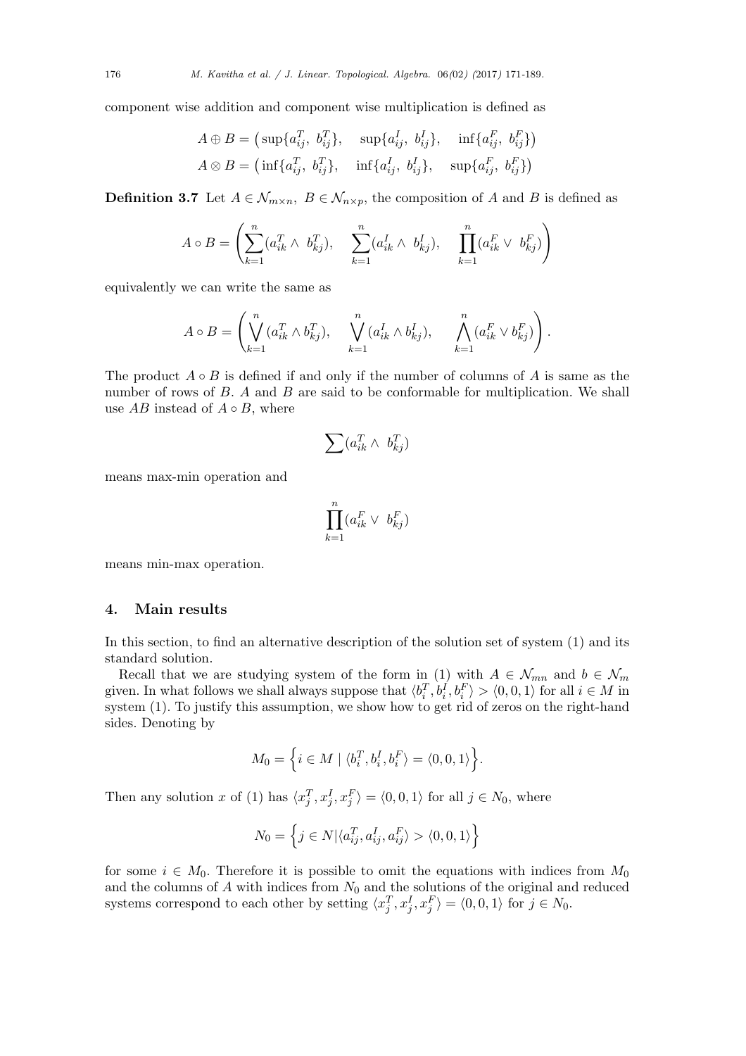component wise addition and component wise multiplication is defined as

$$A \oplus B = \left(\sup\{a_{ij}^T,\ b_{ij}^T\},\quad \sup\{a_{ij}^I,\ b_{ij}^I\},\quad \inf\{a_{ij}^F,\ b_{ij}^F\}\right)$$
$$A \otimes B = \left(\inf\{a_{ij}^T,\ b_{ij}^T\},\quad \inf\{a_{ij}^I,\ b_{ij}^I\},\quad \sup\{a_{ij}^F,\ b_{ij}^F\}\right)$$

**Definition 3.7** Let $A \in \mathcal{N}_{m\times n},\ B \in \mathcal{N}_{n\times p}$, the composition of $A$ and $B$ is defined as

$$A \circ B = \left(\sum_{k=1}^{n}(a_{ik}^T \wedge\ b_{kj}^T),\quad \sum_{k=1}^{n}(a_{ik}^I \wedge\ b_{kj}^I),\quad \prod_{k=1}^{n}(a_{ik}^F \vee\ b_{kj}^F)\right)$$

equivalently we can write the same as

$$A \circ B = \left(\bigvee_{k=1}^{n}(a_{ik}^T \wedge b_{kj}^T),\quad \bigvee_{k=1}^{n}(a_{ik}^I \wedge b_{kj}^I),\quad \bigwedge_{k=1}^{n}(a_{ik}^F \vee b_{kj}^F)\right).$$

The product $A \circ B$ is defined if and only if the number of columns of $A$ is same as the number of rows of $B$. $A$ and $B$ are said to be conformable for multiplication. We shall use $AB$ instead of $A \circ B$, where

$$\sum(a_{ik}^T \wedge\ b_{kj}^T)$$

means max-min operation and

$$\prod_{k=1}^{n}(a_{ik}^F \vee\ b_{kj}^F)$$

means min-max operation.

## 4. Main results

In this section, to find an alternative description of the solution set of system (1) and its standard solution.

Recall that we are studying system of the form in (1) with $A \in \mathcal{N}_{mn}$ and $b \in \mathcal{N}_m$ given. In what follows we shall always suppose that $\langle b_i^T, b_i^I, b_i^F\rangle > \langle 0,0,1\rangle$ for all $i \in M$ in system (1). To justify this assumption, we show how to get rid of zeros on the right-hand sides. Denoting by

$$M_0 = \Big\{i \in M \mid \langle b_i^T, b_i^I, b_i^F\rangle = \langle 0,0,1\rangle\Big\}.$$

Then any solution $x$ of (1) has $\langle x_j^T, x_j^I, x_j^F\rangle = \langle 0,0,1\rangle$ for all $j \in N_0$, where

$$N_0 = \Big\{j \in N | \langle a_{ij}^T, a_{ij}^I, a_{ij}^F\rangle > \langle 0,0,1\rangle\Big\}$$

for some $i \in M_0$. Therefore it is possible to omit the equations with indices from $M_0$ and the columns of $A$ with indices from $N_0$ and the solutions of the original and reduced systems correspond to each other by setting $\langle x_j^T, x_j^I, x_j^F\rangle = \langle 0,0,1\rangle$ for $j \in N_0$.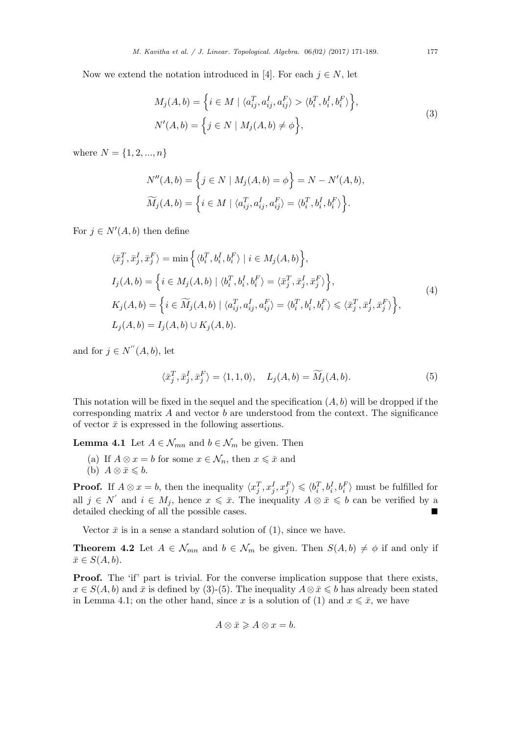Now we extend the notation introduced in [4]. For each $j \in N$, let

$$
\begin{aligned}
&M_j(A,b) = \Big\{ i \in M \mid \langle a_{ij}^T, a_{ij}^I, a_{ij}^F \rangle > \langle b_i^T, b_i^I, b_i^F \rangle \Big\}, \\
&N'(A,b) = \Big\{ j \in N \mid M_j(A,b) \neq \phi \Big\},
\end{aligned}
\tag{3}
$$

where $N = \{1, 2, ..., n\}$

$$
\begin{aligned}
&N''(A,b) = \Big\{ j \in N \mid M_j(A,b) = \phi \Big\} = N - N'(A,b), \\
&\widetilde{M}_j(A,b) = \Big\{ i \in M \mid \langle a_{ij}^T, a_{ij}^I, a_{ij}^F \rangle = \langle b_i^T, b_i^I, b_i^F \rangle \Big\}.
\end{aligned}
$$

For $j \in N'(A,b)$ then define

$$
\begin{aligned}
&\langle \bar{x}_j^T, \bar{x}_j^I, \bar{x}_j^F \rangle = \min \Big\{ \langle b_i^T, b_i^I, b_i^F \rangle \mid i \in M_j(A,b) \Big\}, \\
&I_j(A,b) = \Big\{ i \in M_j(A,b) \mid \langle b_i^T, b_i^I, b_i^F \rangle = \langle \bar{x}_j^T, \bar{x}_j^I, \bar{x}_j^F \rangle \Big\}, \\
&K_j(A,b) = \Big\{ i \in \widetilde{M}_j(A,b) \mid \langle a_{ij}^T, a_{ij}^I, a_{ij}^F \rangle = \langle b_i^T, b_i^I, b_i^F \rangle \leqslant \langle \bar{x}_j^T, \bar{x}_j^I, \bar{x}_j^F \rangle \Big\}, \\
&L_j(A,b) = I_j(A,b) \cup K_j(A,b).
\end{aligned}
\tag{4}
$$

and for $j \in N''(A,b)$, let

$$
\langle \bar{x}_j^T, \bar{x}_j^I, \bar{x}_j^F \rangle = \langle 1, 1, 0 \rangle, \quad L_j(A,b) = \widetilde{M}_j(A,b). \tag{5}
$$

This notation will be fixed in the sequel and the specification $(A,b)$ will be dropped if the corresponding matrix $A$ and vector $b$ are understood from the context. The significance of vector $\bar{x}$ is expressed in the following assertions.

**Lemma 4.1** Let $A \in \mathcal{N}_{mn}$ and $b \in \mathcal{N}_m$ be given. Then

(a) If $A \otimes x = b$ for some $x \in \mathcal{N}_n$, then $x \leqslant \bar{x}$ and
(b) $A \otimes \bar{x} \leqslant b$.

**Proof.** If $A \otimes x = b$, then the inequality $\langle x_j^T, x_j^I, x_j^F \rangle \leqslant \langle b_i^T, b_i^I, b_i^F \rangle$ must be fulfilled for all $j \in N'$ and $i \in M_j$, hence $x \leqslant \bar{x}$. The inequality $A \otimes \bar{x} \leqslant b$ can be verified by a detailed checking of all the possible cases. ∎

Vector $\bar{x}$ is in a sense a standard solution of (1), since we have.

**Theorem 4.2** Let $A \in \mathcal{N}_{mn}$ and $b \in \mathcal{N}_m$ be given. Then $S(A,b) \neq \phi$ if and only if $\bar{x} \in S(A,b)$.

**Proof.** The 'if' part is trivial. For the converse implication suppose that there exists, $x \in S(A,b)$ and $\bar{x}$ is defined by (3)-(5). The inequality $A \otimes \bar{x} \leqslant b$ has already been stated in Lemma 4.1; on the other hand, since $x$ is a solution of (1) and $x \leqslant \bar{x}$, we have

$$
A \otimes \bar{x} \geqslant A \otimes x = b.
$$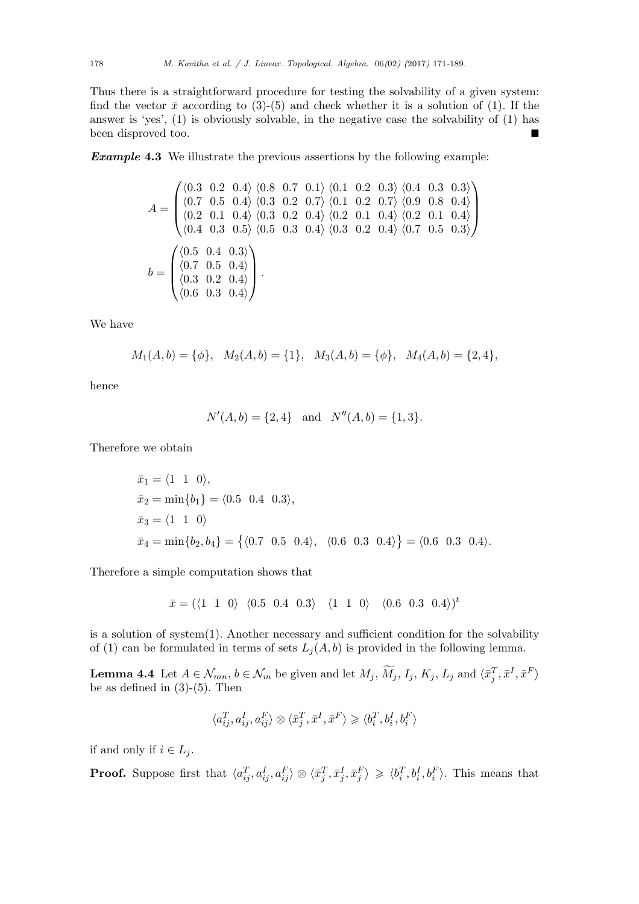Thus there is a straightforward procedure for testing the solvability of a given system: find the vector $\bar{x}$ according to (3)-(5) and check whether it is a solution of (1). If the answer is 'yes', (1) is obviously solvable, in the negative case the solvability of (1) has been disproved too. ■

***Example* 4.3** We illustrate the previous assertions by the following example:

$$A = \begin{pmatrix} \langle 0.3 \;\; 0.2 \;\; 0.4\rangle & \langle 0.8 \;\; 0.7 \;\; 0.1\rangle & \langle 0.1 \;\; 0.2 \;\; 0.3\rangle & \langle 0.4 \;\; 0.3 \;\; 0.3\rangle \\ \langle 0.7 \;\; 0.5 \;\; 0.4\rangle & \langle 0.3 \;\; 0.2 \;\; 0.7\rangle & \langle 0.1 \;\; 0.2 \;\; 0.7\rangle & \langle 0.9 \;\; 0.8 \;\; 0.4\rangle \\ \langle 0.2 \;\; 0.1 \;\; 0.4\rangle & \langle 0.3 \;\; 0.2 \;\; 0.4\rangle & \langle 0.2 \;\; 0.1 \;\; 0.4\rangle & \langle 0.2 \;\; 0.1 \;\; 0.4\rangle \\ \langle 0.4 \;\; 0.3 \;\; 0.5\rangle & \langle 0.5 \;\; 0.3 \;\; 0.4\rangle & \langle 0.3 \;\; 0.2 \;\; 0.4\rangle & \langle 0.7 \;\; 0.5 \;\; 0.3\rangle \end{pmatrix}$$

$$b = \begin{pmatrix} \langle 0.5 \;\; 0.4 \;\; 0.3\rangle \\ \langle 0.7 \;\; 0.5 \;\; 0.4\rangle \\ \langle 0.3 \;\; 0.2 \;\; 0.4\rangle \\ \langle 0.6 \;\; 0.3 \;\; 0.4\rangle \end{pmatrix}.$$

We have

$$M_1(A,b) = \{\phi\}, \quad M_2(A,b) = \{1\}, \quad M_3(A,b) = \{\phi\}, \quad M_4(A,b) = \{2,4\},$$

hence

$$N'(A,b) = \{2,4\} \quad \text{and} \quad N''(A,b) = \{1,3\}.$$

Therefore we obtain

$$\begin{aligned}
\bar{x}_1 &= \langle 1 \;\; 1 \;\; 0\rangle, \\
\bar{x}_2 &= \min\{b_1\} = \langle 0.5 \;\; 0.4 \;\; 0.3\rangle, \\
\bar{x}_3 &= \langle 1 \;\; 1 \;\; 0\rangle \\
\bar{x}_4 &= \min\{b_2, b_4\} = \big\{\langle 0.7 \;\; 0.5 \;\; 0.4\rangle, \;\; \langle 0.6 \;\; 0.3 \;\; 0.4\rangle\big\} = \langle 0.6 \;\; 0.3 \;\; 0.4\rangle.
\end{aligned}$$

Therefore a simple computation shows that

$$\bar{x} = (\langle 1 \;\; 1 \;\; 0\rangle \;\; \langle 0.5 \;\; 0.4 \;\; 0.3\rangle \;\; \langle 1 \;\; 1 \;\; 0\rangle \;\; \langle 0.6 \;\; 0.3 \;\; 0.4\rangle)^t$$

is a solution of system(1). Another necessary and sufficient condition for the solvability of (1) can be formulated in terms of sets $L_j(A,b)$ is provided in the following lemma.

**Lemma 4.4** Let $A \in \mathcal{N}_{mn}$, $b \in \mathcal{N}_m$ be given and let $M_j$, $\widetilde{M}_j$, $I_j$, $K_j$, $L_j$ and $\langle \bar{x}_j^T, \bar{x}^I, \bar{x}^F\rangle$ be as defined in (3)-(5). Then

$$\langle a_{ij}^T, a_{ij}^I, a_{ij}^F\rangle \otimes \langle \bar{x}_j^T, \bar{x}^I, \bar{x}^F\rangle \geqslant \langle b_i^T, b_i^I, b_i^F\rangle$$

if and only if $i \in L_j$.

**Proof.** Suppose first that $\langle a_{ij}^T, a_{ij}^I, a_{ij}^F\rangle \otimes \langle \bar{x}_j^T, \bar{x}_j^I, \bar{x}_j^F\rangle \geqslant \langle b_i^T, b_i^I, b_i^F\rangle$. This means that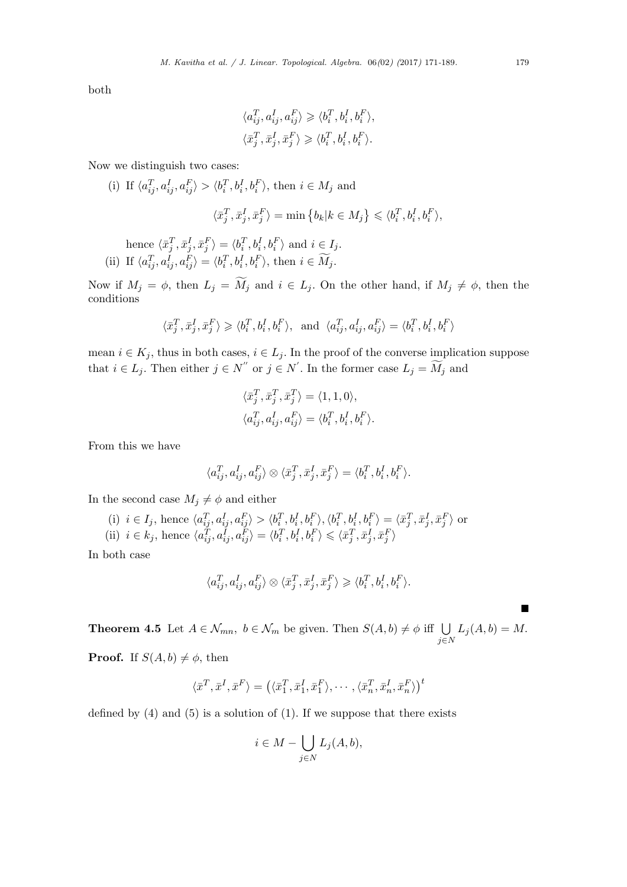both

$$\langle a_{ij}^T, a_{ij}^I, a_{ij}^F\rangle \geqslant \langle b_i^T, b_i^I, b_i^F\rangle,$$
$$\langle \bar{x}_j^T, \bar{x}_j^I, \bar{x}_j^F\rangle \geqslant \langle b_i^T, b_i^I, b_i^F\rangle.$$

Now we distinguish two cases:

(i) If $\langle a_{ij}^T, a_{ij}^I, a_{ij}^F\rangle > \langle b_i^T, b_i^I, b_i^F\rangle$, then $i \in M_j$ and

$$\langle \bar{x}_j^T, \bar{x}_j^I, \bar{x}_j^F\rangle = \min\left\{b_k | k \in M_j\right\} \leqslant \langle b_i^T, b_i^I, b_i^F\rangle,$$

hence $\langle \bar{x}_j^T, \bar{x}_j^I, \bar{x}_j^F\rangle = \langle b_i^T, b_i^I, b_i^F\rangle$ and $i \in I_j$.

(ii) If $\langle a_{ij}^T, a_{ij}^I, a_{ij}^F\rangle = \langle b_i^T, b_i^I, b_i^F\rangle$, then $i \in \widetilde{M}_j$.

Now if $M_j = \phi$, then $L_j = \widetilde{M}_j$ and $i \in L_j$. On the other hand, if $M_j \neq \phi$, then the conditions

$$\langle \bar{x}_j^T, \bar{x}_j^I, \bar{x}_j^F\rangle \geqslant \langle b_i^T, b_i^I, b_i^F\rangle, \text{ and } \langle a_{ij}^T, a_{ij}^I, a_{ij}^F\rangle = \langle b_i^T, b_i^I, b_i^F\rangle$$

mean $i \in K_j$, thus in both cases, $i \in L_j$. In the proof of the converse implication suppose that $i \in L_j$. Then either $j \in N''$ or $j \in N'$. In the former case $L_j = \widetilde{M}_j$ and

$$\langle \bar{x}_j^T, \bar{x}_j^T, \bar{x}_j^T\rangle = \langle 1, 1, 0\rangle,$$
$$\langle a_{ij}^T, a_{ij}^I, a_{ij}^F\rangle = \langle b_i^T, b_i^I, b_i^F\rangle.$$

From this we have

$$\langle a_{ij}^T, a_{ij}^I, a_{ij}^F\rangle \otimes \langle \bar{x}_j^T, \bar{x}_j^I, \bar{x}_j^F\rangle = \langle b_i^T, b_i^I, b_i^F\rangle.$$

In the second case $M_j \neq \phi$ and either

(i) $i \in I_j$, hence $\langle a_{ij}^T, a_{ij}^I, a_{ij}^F\rangle > \langle b_i^T, b_i^I, b_i^F\rangle, \langle b_i^T, b_i^I, b_i^F\rangle = \langle \bar{x}_j^T, \bar{x}_j^I, \bar{x}_j^F\rangle$ or

(ii) $i \in k_j$, hence $\langle a_{ij}^T, a_{ij}^I, a_{ij}^F\rangle = \langle b_i^T, b_i^I, b_i^F\rangle \leqslant \langle \bar{x}_j^T, \bar{x}_j^I, \bar{x}_j^F\rangle$

In both case

$$\langle a_{ij}^T, a_{ij}^I, a_{ij}^F\rangle \otimes \langle \bar{x}_j^T, \bar{x}_j^I, \bar{x}_j^F\rangle \geqslant \langle b_i^T, b_i^I, b_i^F\rangle.$$

■

**Theorem 4.5** Let $A \in \mathcal{N}_{mn}$, $b \in \mathcal{N}_m$ be given. Then $S(A, b) \neq \phi$ iff $\bigcup_{j \in N} L_j(A, b) = M$.

**Proof.** If $S(A, b) \neq \phi$, then

$$\langle \bar{x}^T, \bar{x}^I, \bar{x}^F\rangle = \left(\langle \bar{x}_1^T, \bar{x}_1^I, \bar{x}_1^F\rangle, \cdots, \langle \bar{x}_n^T, \bar{x}_n^I, \bar{x}_n^F\rangle\right)^t$$

defined by (4) and (5) is a solution of (1). If we suppose that there exists

$$i \in M - \bigcup_{j \in N} L_j(A, b),$$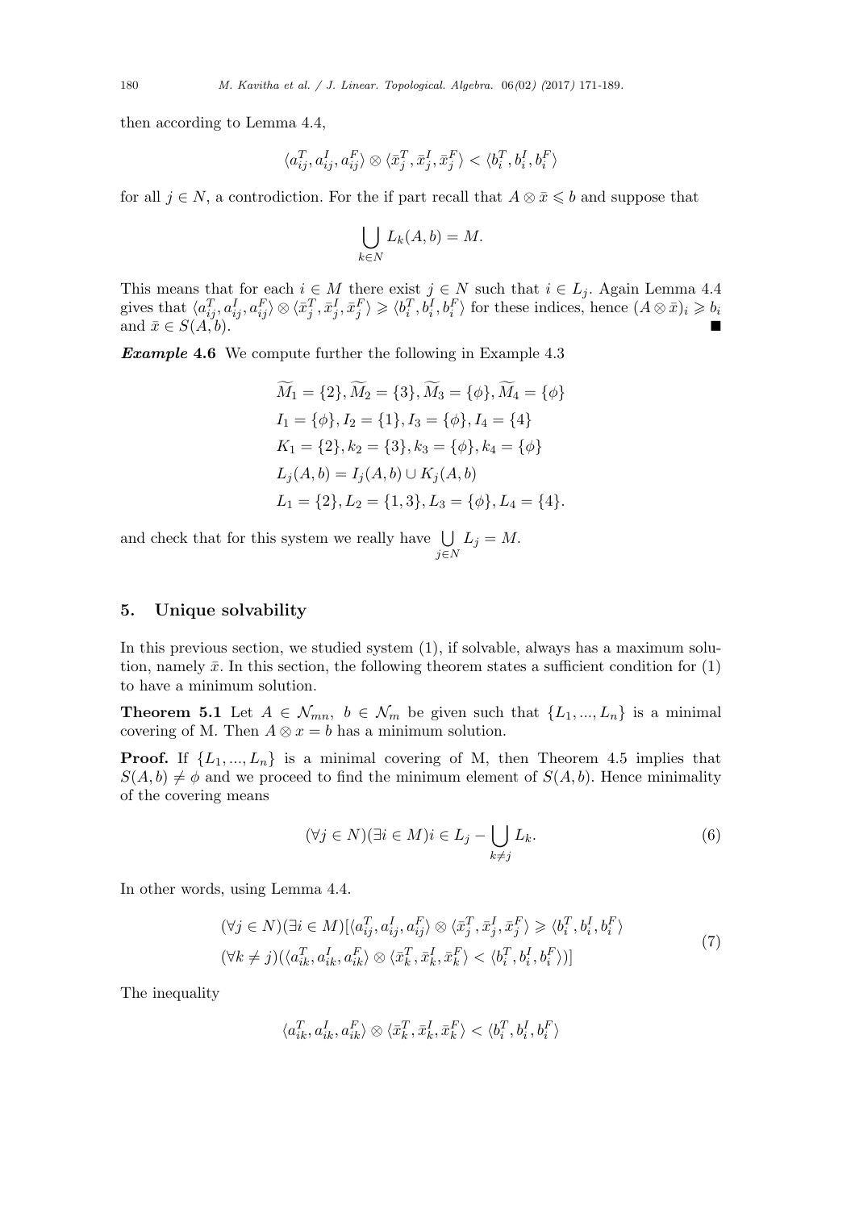then according to Lemma 4.4,

$$\langle a_{ij}^T, a_{ij}^I, a_{ij}^F \rangle \otimes \langle \bar{x}_j^T, \bar{x}_j^I, \bar{x}_j^F \rangle < \langle b_i^T, b_i^I, b_i^F \rangle$$

for all $j \in N$, a controdiction. For the if part recall that $A \otimes \bar{x} \leqslant b$ and suppose that

$$\bigcup_{k \in N} L_k(A, b) = M.$$

This means that for each $i \in M$ there exist $j \in N$ such that $i \in L_j$. Again Lemma 4.4 gives that $\langle a_{ij}^T, a_{ij}^I, a_{ij}^F \rangle \otimes \langle \bar{x}_j^T, \bar{x}_j^I, \bar{x}_j^F \rangle \geqslant \langle b_i^T, b_i^I, b_i^F \rangle$ for these indices, hence $(A \otimes \bar{x})_i \geqslant b_i$ and $\bar{x} \in S(A, b)$. ■

***Example* 4.6** We compute further the following in Example 4.3

$$\begin{aligned}
&\widetilde{M}_1 = \{2\}, \widetilde{M}_2 = \{3\}, \widetilde{M}_3 = \{\phi\}, \widetilde{M}_4 = \{\phi\} \\
&I_1 = \{\phi\}, I_2 = \{1\}, I_3 = \{\phi\}, I_4 = \{4\} \\
&K_1 = \{2\}, k_2 = \{3\}, k_3 = \{\phi\}, k_4 = \{\phi\} \\
&L_j(A, b) = I_j(A, b) \cup K_j(A, b) \\
&L_1 = \{2\}, L_2 = \{1, 3\}, L_3 = \{\phi\}, L_4 = \{4\}.
\end{aligned}$$

and check that for this system we really have $\bigcup_{j \in N} L_j = M$.

## 5. Unique solvability

In this previous section, we studied system (1), if solvable, always has a maximum solution, namely $\bar{x}$. In this section, the following theorem states a sufficient condition for (1) to have a minimum solution.

**Theorem 5.1** Let $A \in \mathcal{N}_{mn}$, $b \in \mathcal{N}_m$ be given such that $\{L_1, ..., L_n\}$ is a minimal covering of M. Then $A \otimes x = b$ has a minimum solution.

**Proof.** If $\{L_1, ..., L_n\}$ is a minimal covering of M, then Theorem 4.5 implies that $S(A, b) \neq \phi$ and we proceed to find the minimum element of $S(A, b)$. Hence minimality of the covering means

$$(\forall j \in N)(\exists i \in M) i \in L_j - \bigcup_{k \neq j} L_k. \tag{6}$$

In other words, using Lemma 4.4.

$$\begin{aligned}
&(\forall j \in N)(\exists i \in M)[\langle a_{ij}^T, a_{ij}^I, a_{ij}^F \rangle \otimes \langle \bar{x}_j^T, \bar{x}_j^I, \bar{x}_j^F \rangle \geqslant \langle b_i^T, b_i^I, b_i^F \rangle \\
&(\forall k \neq j)(\langle a_{ik}^T, a_{ik}^I, a_{ik}^F \rangle \otimes \langle \bar{x}_k^T, \bar{x}_k^I, \bar{x}_k^F \rangle < \langle b_i^T, b_i^I, b_i^F \rangle)]
\end{aligned} \tag{7}$$

The inequality

$$\langle a_{ik}^T, a_{ik}^I, a_{ik}^F \rangle \otimes \langle \bar{x}_k^T, \bar{x}_k^I, \bar{x}_k^F \rangle < \langle b_i^T, b_i^I, b_i^F \rangle$$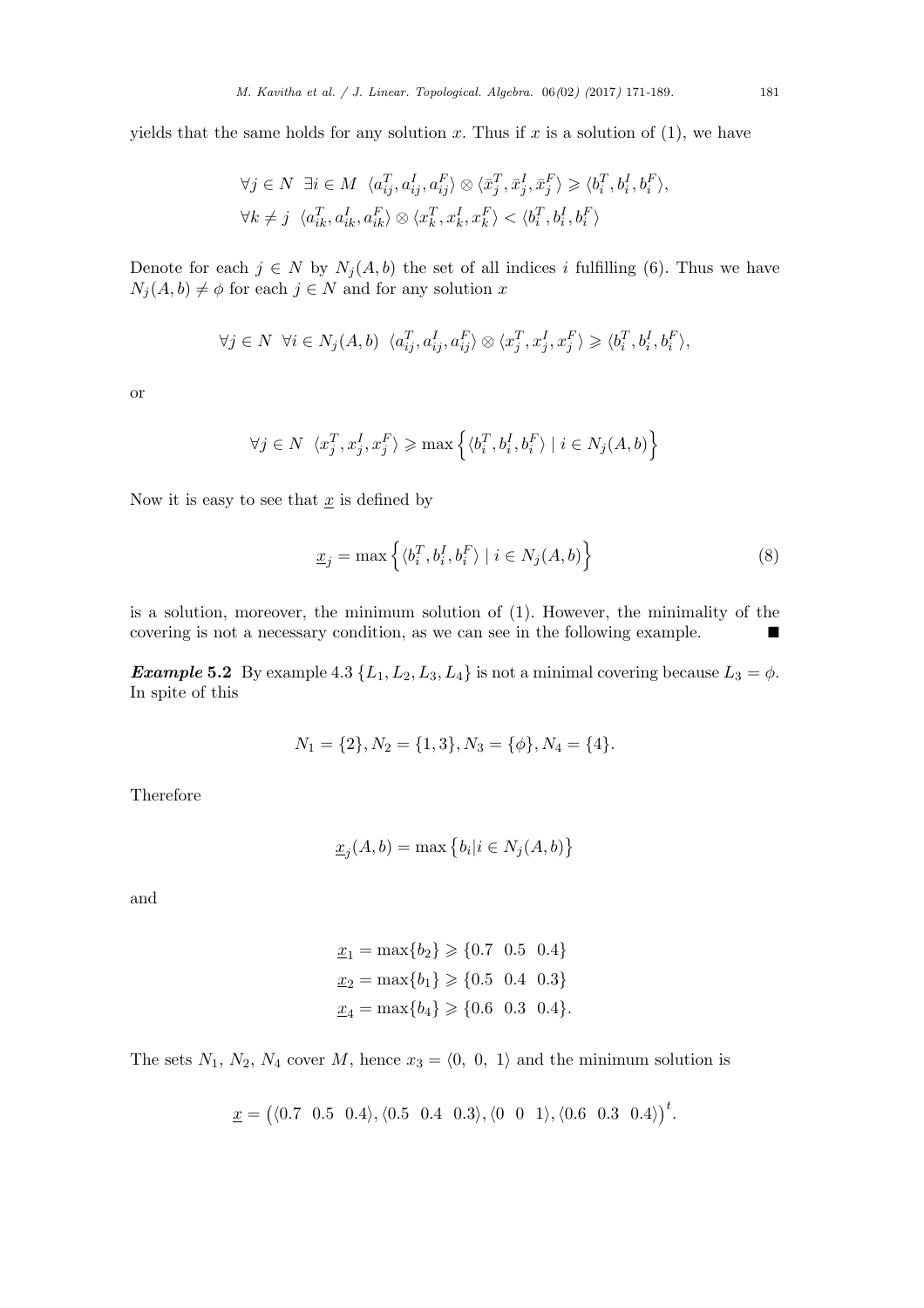yields that the same holds for any solution $x$. Thus if $x$ is a solution of (1), we have

$$\forall j \in N \ \ \exists i \in M \ \ \langle a_{ij}^T, a_{ij}^I, a_{ij}^F \rangle \otimes \langle \bar{x}_j^T, \bar{x}_j^I, \bar{x}_j^F \rangle \geqslant \langle b_i^T, b_i^I, b_i^F \rangle,$$

$$\forall k \neq j \ \ \langle a_{ik}^T, a_{ik}^I, a_{ik}^F \rangle \otimes \langle x_k^T, x_k^I, x_k^F \rangle < \langle b_i^T, b_i^I, b_i^F \rangle$$

Denote for each $j \in N$ by $N_j(A, b)$ the set of all indices $i$ fulfilling (6). Thus we have $N_j(A, b) \neq \phi$ for each $j \in N$ and for any solution $x$

$$\forall j \in N \ \ \forall i \in N_j(A, b) \ \ \langle a_{ij}^T, a_{ij}^I, a_{ij}^F \rangle \otimes \langle x_j^T, x_j^I, x_j^F \rangle \geqslant \langle b_i^T, b_i^I, b_i^F \rangle,$$

or

$$\forall j \in N \ \ \langle x_j^T, x_j^I, x_j^F \rangle \geqslant \max \left\{ \langle b_i^T, b_i^I, b_i^F \rangle \mid i \in N_j(A, b) \right\}$$

Now it is easy to see that $\underline{x}$ is defined by

$$\underline{x}_j = \max \left\{ \langle b_i^T, b_i^I, b_i^F \rangle \mid i \in N_j(A, b) \right\} \tag{8}$$

is a solution, moreover, the minimum solution of (1). However, the minimality of the covering is not a necessary condition, as we can see in the following example. ■

***Example* 5.2** By example 4.3 $\{L_1, L_2, L_3, L_4\}$ is not a minimal covering because $L_3 = \phi$. In spite of this

$$N_1 = \{2\}, N_2 = \{1, 3\}, N_3 = \{\phi\}, N_4 = \{4\}.$$

Therefore

$$\underline{x}_j(A, b) = \max \left\{ b_i | i \in N_j(A, b) \right\}$$

and

$$\underline{x}_1 = \max\{b_2\} \geqslant \{0.7 \ \ 0.5 \ \ 0.4\}$$
$$\underline{x}_2 = \max\{b_1\} \geqslant \{0.5 \ \ 0.4 \ \ 0.3\}$$
$$\underline{x}_4 = \max\{b_4\} \geqslant \{0.6 \ \ 0.3 \ \ 0.4\}.$$

The sets $N_1$, $N_2$, $N_4$ cover $M$, hence $x_3 = \langle 0, \ 0, \ 1 \rangle$ and the minimum solution is

$$\underline{x} = \left( \langle 0.7 \ \ 0.5 \ \ 0.4 \rangle, \langle 0.5 \ \ 0.4 \ \ 0.3 \rangle, \langle 0 \ \ 0 \ \ 1 \rangle, \langle 0.6 \ \ 0.3 \ \ 0.4 \rangle \right)^t.$$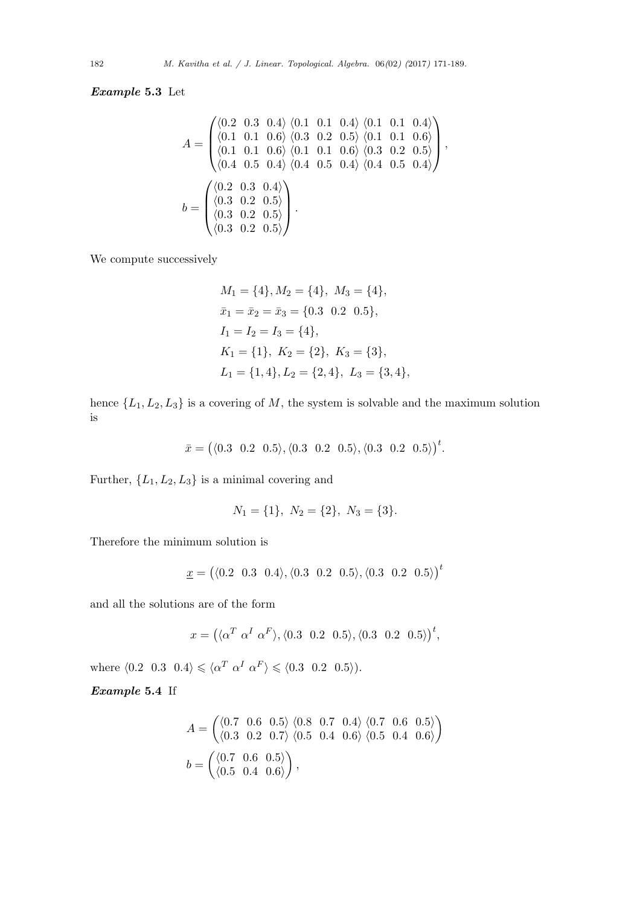***Example* 5.3** Let

$$A = \begin{pmatrix} \langle 0.2 \;\; 0.3 \;\; 0.4\rangle & \langle 0.1 \;\; 0.1 \;\; 0.4\rangle & \langle 0.1 \;\; 0.1 \;\; 0.4\rangle \\ \langle 0.1 \;\; 0.1 \;\; 0.6\rangle & \langle 0.3 \;\; 0.2 \;\; 0.5\rangle & \langle 0.1 \;\; 0.1 \;\; 0.6\rangle \\ \langle 0.1 \;\; 0.1 \;\; 0.6\rangle & \langle 0.1 \;\; 0.1 \;\; 0.6\rangle & \langle 0.3 \;\; 0.2 \;\; 0.5\rangle \\ \langle 0.4 \;\; 0.5 \;\; 0.4\rangle & \langle 0.4 \;\; 0.5 \;\; 0.4\rangle & \langle 0.4 \;\; 0.5 \;\; 0.4\rangle \end{pmatrix},$$

$$b = \begin{pmatrix} \langle 0.2 \;\; 0.3 \;\; 0.4\rangle \\ \langle 0.3 \;\; 0.2 \;\; 0.5\rangle \\ \langle 0.3 \;\; 0.2 \;\; 0.5\rangle \\ \langle 0.3 \;\; 0.2 \;\; 0.5\rangle \end{pmatrix}.$$

We compute successively

$$\begin{aligned}
&M_1 = \{4\}, M_2 = \{4\},\ M_3 = \{4\},\\
&\bar{x}_1 = \bar{x}_2 = \bar{x}_3 = \{0.3 \;\; 0.2 \;\; 0.5\},\\
&I_1 = I_2 = I_3 = \{4\},\\
&K_1 = \{1\},\ K_2 = \{2\},\ K_3 = \{3\},\\
&L_1 = \{1, 4\}, L_2 = \{2, 4\},\ L_3 = \{3, 4\},
\end{aligned}$$

hence $\{L_1, L_2, L_3\}$ is a covering of $M$, the system is solvable and the maximum solution is

$$\bar{x} = \big(\langle 0.3 \;\; 0.2 \;\; 0.5\rangle, \langle 0.3 \;\; 0.2 \;\; 0.5\rangle, \langle 0.3 \;\; 0.2 \;\; 0.5\rangle\big)^t.$$

Further, $\{L_1, L_2, L_3\}$ is a minimal covering and

$$N_1 = \{1\},\ N_2 = \{2\},\ N_3 = \{3\}.$$

Therefore the minimum solution is

$$\underline{x} = \big(\langle 0.2 \;\; 0.3 \;\; 0.4\rangle, \langle 0.3 \;\; 0.2 \;\; 0.5\rangle, \langle 0.3 \;\; 0.2 \;\; 0.5\rangle\big)^t$$

and all the solutions are of the form

$$x = \big(\langle \alpha^T \; \alpha^I \; \alpha^F\rangle, \langle 0.3 \;\; 0.2 \;\; 0.5\rangle, \langle 0.3 \;\; 0.2 \;\; 0.5\rangle\big)^t,$$

where $\langle 0.2 \;\; 0.3 \;\; 0.4\rangle \leqslant \langle \alpha^T \; \alpha^I \; \alpha^F\rangle \leqslant \langle 0.3 \;\; 0.2 \;\; 0.5\rangle)$.

***Example* 5.4** If

$$A = \begin{pmatrix} \langle 0.7 \;\; 0.6 \;\; 0.5\rangle & \langle 0.8 \;\; 0.7 \;\; 0.4\rangle & \langle 0.7 \;\; 0.6 \;\; 0.5\rangle \\ \langle 0.3 \;\; 0.2 \;\; 0.7\rangle & \langle 0.5 \;\; 0.4 \;\; 0.6\rangle & \langle 0.5 \;\; 0.4 \;\; 0.6\rangle \end{pmatrix}$$

$$b = \begin{pmatrix} \langle 0.7 \;\; 0.6 \;\; 0.5\rangle \\ \langle 0.5 \;\; 0.4 \;\; 0.6\rangle \end{pmatrix},$$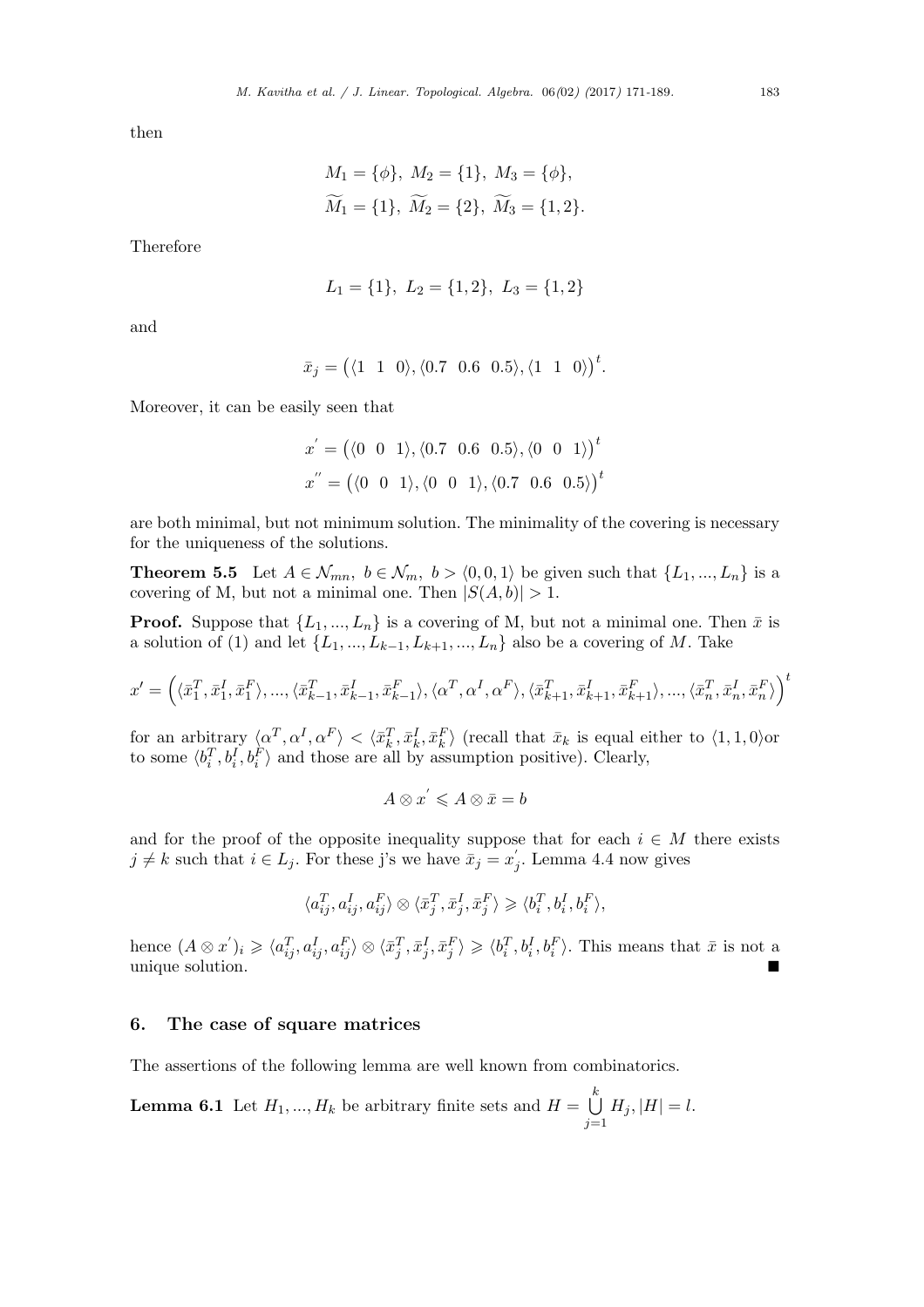then

$$M_1 = \{\phi\},\ M_2 = \{1\},\ M_3 = \{\phi\},$$
$$\widetilde{M}_1 = \{1\},\ \widetilde{M}_2 = \{2\},\ \widetilde{M}_3 = \{1, 2\}.$$

Therefore

$$L_1 = \{1\},\ L_2 = \{1, 2\},\ L_3 = \{1, 2\}$$

and

$$\bar{x}_j = \left(\langle 1\ \ 1\ \ 0\rangle, \langle 0.7\ \ 0.6\ \ 0.5\rangle, \langle 1\ \ 1\ \ 0\rangle\right)^t.$$

Moreover, it can be easily seen that

$$x^{'} = \left(\langle 0\ \ 0\ \ 1\rangle, \langle 0.7\ \ 0.6\ \ 0.5\rangle, \langle 0\ \ 0\ \ 1\rangle\right)^t$$
$$x^{''} = \left(\langle 0\ \ 0\ \ 1\rangle, \langle 0\ \ 0\ \ 1\rangle, \langle 0.7\ \ 0.6\ \ 0.5\rangle\right)^t$$

are both minimal, but not minimum solution. The minimality of the covering is necessary for the uniqueness of the solutions.

**Theorem 5.5** Let $A \in \mathcal{N}_{mn},\ b \in \mathcal{N}_m,\ b > \langle 0, 0, 1\rangle$ be given such that $\{L_1, ..., L_n\}$ is a covering of M, but not a minimal one. Then $|S(A, b)| > 1$.

**Proof.** Suppose that $\{L_1, ..., L_n\}$ is a covering of M, but not a minimal one. Then $\bar{x}$ is a solution of (1) and let $\{L_1, ..., L_{k-1}, L_{k+1}, ..., L_n\}$ also be a covering of $M$. Take

$$x' = \left(\langle \bar{x}_1^T, \bar{x}_1^I, \bar{x}_1^F\rangle, ..., \langle \bar{x}_{k-1}^T, \bar{x}_{k-1}^I, \bar{x}_{k-1}^F\rangle, \langle \alpha^T, \alpha^I, \alpha^F\rangle, \langle \bar{x}_{k+1}^T, \bar{x}_{k+1}^I, \bar{x}_{k+1}^F\rangle, ..., \langle \bar{x}_n^T, \bar{x}_n^I, \bar{x}_n^F\rangle\right)^t$$

for an arbitrary $\langle \alpha^T, \alpha^I, \alpha^F\rangle < \langle \bar{x}_k^T, \bar{x}_k^I, \bar{x}_k^F\rangle$ (recall that $\bar{x}_k$ is equal either to $\langle 1, 1, 0\rangle$or to some $\langle b_i^T, b_i^I, b_i^F\rangle$ and those are all by assumption positive). Clearly,

$$A \otimes x^{'} \leqslant A \otimes \bar{x} = b$$

and for the proof of the opposite inequality suppose that for each $i \in M$ there exists $j \neq k$ such that $i \in L_j$. For these j's we have $\bar{x}_j = x_j^{'}$. Lemma 4.4 now gives

$$\langle a_{ij}^T, a_{ij}^I, a_{ij}^F\rangle \otimes \langle \bar{x}_j^T, \bar{x}_j^I, \bar{x}_j^F\rangle \geqslant \langle b_i^T, b_i^I, b_i^F\rangle,$$

hence $(A \otimes x^{'})_i \geqslant \langle a_{ij}^T, a_{ij}^I, a_{ij}^F\rangle \otimes \langle \bar{x}_j^T, \bar{x}_j^I, \bar{x}_j^F\rangle \geqslant \langle b_i^T, b_i^I, b_i^F\rangle$. This means that $\bar{x}$ is not a unique solution. ■

## 6. The case of square matrices

The assertions of the following lemma are well known from combinatorics.

**Lemma 6.1** Let $H_1, ..., H_k$ be arbitrary finite sets and $H = \bigcup\limits_{j=1}^{k} H_j, |H| = l$.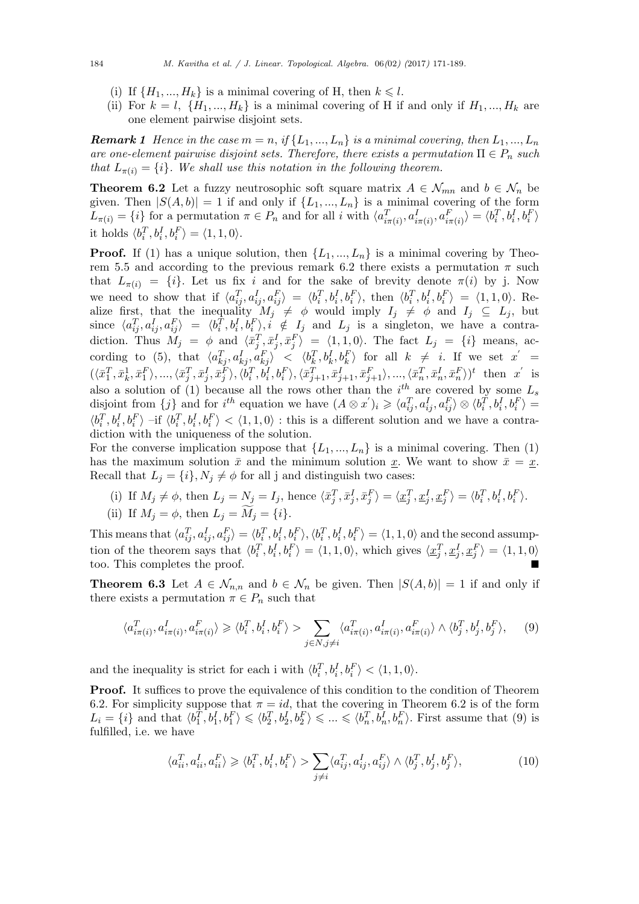(i) If $\{H_1, ..., H_k\}$ is a minimal covering of H, then $k \leqslant l$.

(ii) For $k = l$, $\{H_1, ..., H_k\}$ is a minimal covering of H if and only if $H_1, ..., H_k$ are one element pairwise disjoint sets.

***Remark 1*** *Hence in the case $m = n$, if $\{L_1, ..., L_n\}$ is a minimal covering, then $L_1, ..., L_n$ are one-element pairwise disjoint sets. Therefore, there exists a permutation $\Pi \in P_n$ such that $L_{\pi(i)} = \{i\}$. We shall use this notation in the following theorem.*

**Theorem 6.2** Let a fuzzy neutrosophic soft square matrix $A \in \mathcal{N}_{mn}$ and $b \in \mathcal{N}_n$ be given. Then $|S(A, b)| = 1$ if and only if $\{L_1, ..., L_n\}$ is a minimal covering of the form $L_{\pi(i)} = \{i\}$ for a permutation $\pi \in P_n$ and for all $i$ with $\langle a^T_{i\pi(i)}, a^I_{i\pi(i)}, a^F_{i\pi(i)}\rangle = \langle b^T_i, b^I_i, b^F_i\rangle$ it holds $\langle b^T_i, b^I_i, b^F_i\rangle = \langle 1, 1, 0\rangle$.

**Proof.** If (1) has a unique solution, then $\{L_1, ..., L_n\}$ is a minimal covering by Theorem 5.5 and according to the previous remark 6.2 there exists a permutation $\pi$ such that $L_{\pi(i)} = \{i\}$. Let us fix $i$ and for the sake of brevity denote $\pi(i)$ by j. Now we need to show that if $\langle a^T_{ij}, a^I_{ij}, a^F_{ij}\rangle = \langle b^T_i, b^I_i, b^F_i\rangle$, then $\langle b^T_i, b^I_i, b^F_i\rangle = \langle 1, 1, 0\rangle$. Realize first, that the inequality $M_j \neq \phi$ would imply $I_j \neq \phi$ and $I_j \subseteq L_j$, but since $\langle a^T_{ij}, a^I_{ij}, a^F_{ij}\rangle = \langle b^T_i, b^I_i, b^F_i\rangle, i \notin I_j$ and $L_j$ is a singleton, we have a contradiction. Thus $M_j = \phi$ and $\langle \bar{x}^T_j, \bar{x}^I_j, \bar{x}^F_j\rangle = \langle 1, 1, 0\rangle$. The fact $L_j = \{i\}$ means, according to (5), that $\langle a^T_{kj}, a^I_{kj}, a^F_{kj}\rangle < \langle b^T_k, b^I_k, b^F_k\rangle$ for all $k \neq i$. If we set $x' = (\langle \bar{x}^T_1, \bar{x}^1_k, \bar{x}^F_1\rangle, ..., \langle \bar{x}^T_j, \bar{x}^I_j, \bar{x}^F_j\rangle, \langle b^T_i, b^I_i, b^F_i\rangle, \langle \bar{x}^T_{j+1}, \bar{x}^I_{j+1}, \bar{x}^F_{j+1}\rangle, ..., \langle \bar{x}^T_n, \bar{x}^I_n, \bar{x}^F_n\rangle)^t$ then $x'$ is also a solution of (1) because all the rows other than the $i^{th}$ are covered by some $L_s$ disjoint from $\{j\}$ and for $i^{th}$ equation we have $(A \otimes x')_i \geqslant \langle a^T_{ij}, a^I_{ij}, a^F_{ij}\rangle \otimes \langle b^T_i, b^I_i, b^F_i\rangle = \langle b^T_i, b^I_i, b^F_i\rangle$ –if $\langle b^T_i, b^I_i, b^F_i\rangle < \langle 1, 1, 0\rangle$ : this is a different solution and we have a contradiction with the uniqueness of the solution.

For the converse implication suppose that $\{L_1, ..., L_n\}$ is a minimal covering. Then (1) has the maximum solution $\bar{x}$ and the minimum solution $\underline{x}$. We want to show $\bar{x} = \underline{x}$. Recall that $L_j = \{i\}, N_j \neq \phi$ for all j and distinguish two cases:

(i) If $M_j \neq \phi$, then $L_j = N_j = I_j$, hence $\langle \bar{x}^T_j, \bar{x}^I_j, \bar{x}^F_j\rangle = \langle \underline{x}^T_j, \underline{x}^I_j, \underline{x}^F_j\rangle = \langle b^T_i, b^I_i, b^F_i\rangle$.

(ii) If $M_j = \phi$, then $L_j = \widetilde{M}_j = \{i\}$.

This means that $\langle a^T_{ij}, a^I_{ij}, a^F_{ij}\rangle = \langle b^T_i, b^I_i, b^F_i\rangle, \langle b^T_i, b^I_i, b^F_i\rangle = \langle 1, 1, 0\rangle$ and the second assumption of the theorem says that $\langle b^T_i, b^I_i, b^F_i\rangle = \langle 1, 1, 0\rangle$, which gives $\langle \underline{x}^T_j, \underline{x}^I_j, \underline{x}^F_j\rangle = \langle 1, 1, 0\rangle$ too. This completes the proof. ■

**Theorem 6.3** Let $A \in \mathcal{N}_{n,n}$ and $b \in \mathcal{N}_n$ be given. Then $|S(A, b)| = 1$ if and only if there exists a permutation $\pi \in P_n$ such that

$$\langle a^T_{i\pi(i)}, a^I_{i\pi(i)}, a^F_{i\pi(i)}\rangle \geqslant \langle b^T_i, b^I_i, b^F_i\rangle > \sum_{j \in N, j \neq i} \langle a^T_{i\pi(i)}, a^I_{i\pi(i)}, a^F_{i\pi(i)}\rangle \wedge \langle b^T_j, b^I_j, b^F_j\rangle, \quad (9)$$

and the inequality is strict for each i with $\langle b^T_i, b^I_i, b^F_i\rangle < \langle 1, 1, 0\rangle$.

**Proof.** It suffices to prove the equivalence of this condition to the condition of Theorem 6.2. For simplicity suppose that $\pi = id$, that the covering in Theorem 6.2 is of the form $L_i = \{i\}$ and that $\langle b^T_1, b^I_1, b^F_1\rangle \leqslant \langle b^T_2, b^I_2, b^F_2\rangle \leqslant ... \leqslant \langle b^T_n, b^I_n, b^F_n\rangle$. First assume that (9) is fulfilled, i.e. we have

$$\langle a^T_{ii}, a^I_{ii}, a^F_{ii}\rangle \geqslant \langle b^T_i, b^I_i, b^F_i\rangle > \sum_{j \neq i} \langle a^T_{ij}, a^I_{ij}, a^F_{ij}\rangle \wedge \langle b^T_j, b^I_j, b^F_j\rangle, \quad (10)$$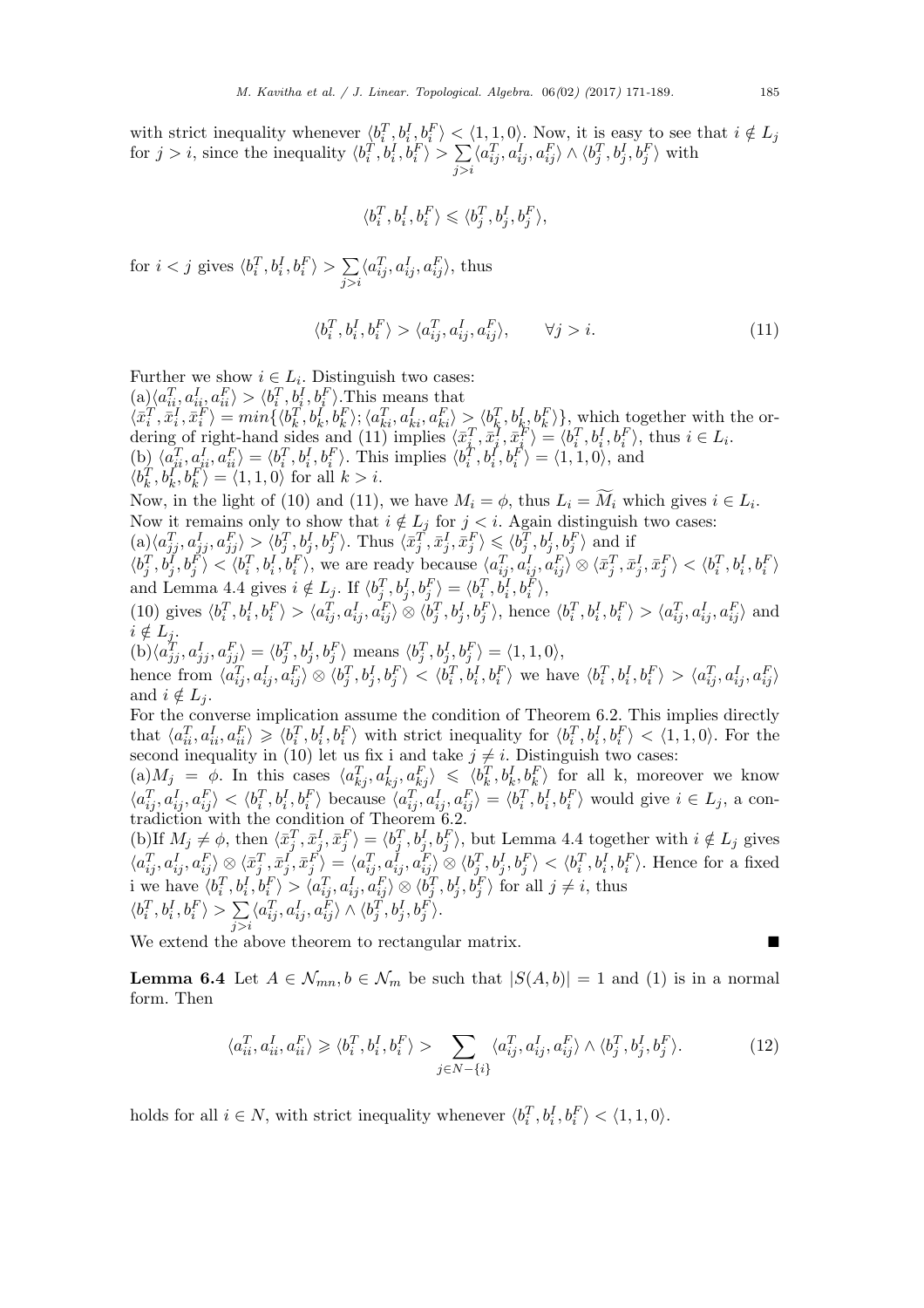with strict inequality whenever $\langle b_i^T, b_i^I, b_i^F \rangle < \langle 1,1,0 \rangle$. Now, it is easy to see that $i \notin L_j$ for $j > i$, since the inequality $\langle b_i^T, b_i^I, b_i^F \rangle > \sum_{j>i} \langle a_{ij}^T, a_{ij}^I, a_{ij}^F \rangle \wedge \langle b_j^T, b_j^I, b_j^F \rangle$ with

$$\langle b_i^T, b_i^I, b_i^F \rangle \leqslant \langle b_j^T, b_j^I, b_j^F \rangle,$$

for $i < j$ gives $\langle b_i^T, b_i^I, b_i^F \rangle > \sum_{j>i} \langle a_{ij}^T, a_{ij}^I, a_{ij}^F \rangle$, thus

$$\langle b_i^T, b_i^I, b_i^F \rangle > \langle a_{ij}^T, a_{ij}^I, a_{ij}^F \rangle, \qquad \forall j > i. \tag{11}$$

Further we show $i \in L_i$. Distinguish two cases:
(a)$\langle a_{ii}^T, a_{ii}^I, a_{ii}^F \rangle > \langle b_i^T, b_i^I, b_i^F \rangle$.This means that $\langle \bar{x}_i^T, \bar{x}_i^I, \bar{x}_i^F \rangle = min\{\langle b_k^T, b_k^I, b_k^F \rangle; \langle a_{ki}^T, a_{ki}^I, a_{ki}^F \rangle > \langle b_k^T, b_k^I, b_k^F \rangle\}$, which together with the ordering of right-hand sides and (11) implies $\langle \bar{x}_i^T, \bar{x}_i^I, \bar{x}_i^F \rangle = \langle b_i^T, b_i^I, b_i^F \rangle$, thus $i \in L_i$.
(b) $\langle a_{ii}^T, a_{ii}^I, a_{ii}^F \rangle = \langle b_i^T, b_i^I, b_i^F \rangle$. This implies $\langle b_i^T, b_i^I, b_i^F \rangle = \langle 1,1,0 \rangle$, and $\langle b_k^T, b_k^I, b_k^F \rangle = \langle 1,1,0 \rangle$ for all $k > i$.
Now, in the light of (10) and (11), we have $M_i = \phi$, thus $L_i = \widetilde{M}_i$ which gives $i \in L_i$.
Now it remains only to show that $i \notin L_j$ for $j < i$. Again distinguish two cases:
(a)$\langle a_{jj}^T, a_{jj}^I, a_{jj}^F \rangle > \langle b_j^T, b_j^I, b_j^F \rangle$. Thus $\langle \bar{x}_j^T, \bar{x}_j^I, \bar{x}_j^F \rangle \leqslant \langle b_j^T, b_j^I, b_j^F \rangle$ and if $\langle b_j^T, b_j^I, b_j^F \rangle < \langle b_i^T, b_i^I, b_i^F \rangle$, we are ready because $\langle a_{ij}^T, a_{ij}^I, a_{ij}^F \rangle \otimes \langle \bar{x}_j^T, \bar{x}_j^I, \bar{x}_j^F \rangle < \langle b_i^T, b_i^I, b_i^F \rangle$ and Lemma 4.4 gives $i \notin L_j$. If $\langle b_j^T, b_j^I, b_j^F \rangle = \langle b_i^T, b_i^I, b_i^F \rangle$,
(10) gives $\langle b_i^T, b_i^I, b_i^F \rangle > \langle a_{ij}^T, a_{ij}^I, a_{ij}^F \rangle \otimes \langle b_j^T, b_j^I, b_j^F \rangle$, hence $\langle b_i^T, b_i^I, b_i^F \rangle > \langle a_{ij}^T, a_{ij}^I, a_{ij}^F \rangle$ and $i \notin L_j$.
(b)$\langle a_{jj}^T, a_{jj}^I, a_{jj}^F \rangle = \langle b_j^T, b_j^I, b_j^F \rangle$ means $\langle b_j^T, b_j^I, b_j^F \rangle = \langle 1,1,0 \rangle$,
hence from $\langle a_{ij}^T, a_{ij}^I, a_{ij}^F \rangle \otimes \langle b_j^T, b_j^I, b_j^F \rangle < \langle b_i^T, b_i^I, b_i^F \rangle$ we have $\langle b_i^T, b_i^I, b_i^F \rangle > \langle a_{ij}^T, a_{ij}^I, a_{ij}^F \rangle$ and $i \notin L_j$.
For the converse implication assume the condition of Theorem 6.2. This implies directly that $\langle a_{ii}^T, a_{ii}^I, a_{ii}^F \rangle \geqslant \langle b_i^T, b_i^I, b_i^F \rangle$ with strict inequality for $\langle b_i^T, b_i^I, b_i^F \rangle < \langle 1,1,0 \rangle$. For the second inequality in (10) let us fix i and take $j \neq i$. Distinguish two cases:
(a)$M_j = \phi$. In this cases $\langle a_{kj}^T, a_{kj}^I, a_{kj}^F \rangle \leqslant \langle b_k^T, b_k^I, b_k^F \rangle$ for all k, moreover we know $\langle a_{ij}^T, a_{ij}^I, a_{ij}^F \rangle < \langle b_i^T, b_i^I, b_i^F \rangle$ because $\langle a_{ij}^T, a_{ij}^I, a_{ij}^F \rangle = \langle b_i^T, b_i^I, b_i^F \rangle$ would give $i \in L_j$, a contradiction with the condition of Theorem 6.2.
(b)If $M_j \neq \phi$, then $\langle \bar{x}_j^T, \bar{x}_j^I, \bar{x}_j^F \rangle = \langle b_j^T, b_j^I, b_j^F \rangle$, but Lemma 4.4 together with $i \notin L_j$ gives $\langle a_{ij}^T, a_{ij}^I, a_{ij}^F \rangle \otimes \langle \bar{x}_j^T, \bar{x}_j^I, \bar{x}_j^F \rangle = \langle a_{ij}^T, a_{ij}^I, a_{ij}^F \rangle \otimes \langle b_j^T, b_j^I, b_j^F \rangle < \langle b_i^T, b_i^I, b_i^F \rangle$. Hence for a fixed i we have $\langle b_i^T, b_i^I, b_i^F \rangle > \langle a_{ij}^T, a_{ij}^I, a_{ij}^F \rangle \otimes \langle b_j^T, b_j^I, b_j^F \rangle$ for all $j \neq i$, thus
$\langle b_i^T, b_i^I, b_i^F \rangle > \sum_{j>i} \langle a_{ij}^T, a_{ij}^I, a_{ij}^F \rangle \wedge \langle b_j^T, b_j^I, b_j^F \rangle$.
We extend the above theorem to rectangular matrix. ■

**Lemma 6.4** Let $A \in \mathcal{N}_{mn}, b \in \mathcal{N}_m$ be such that $|S(A,b)| = 1$ and (1) is in a normal form. Then

$$\langle a_{ii}^T, a_{ii}^I, a_{ii}^F \rangle \geqslant \langle b_i^T, b_i^I, b_i^F \rangle > \sum_{j \in N - \{i\}} \langle a_{ij}^T, a_{ij}^I, a_{ij}^F \rangle \wedge \langle b_j^T, b_j^I, b_j^F \rangle. \tag{12}$$

holds for all $i \in N$, with strict inequality whenever $\langle b_i^T, b_i^I, b_i^F \rangle < \langle 1,1,0 \rangle$.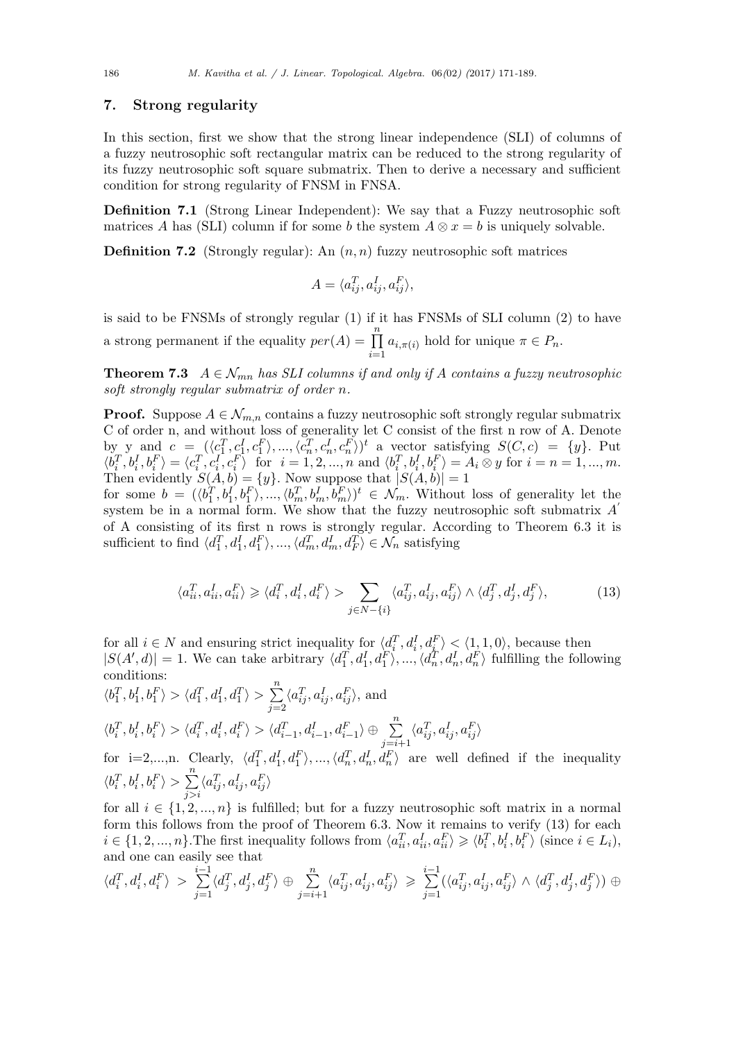## 7. Strong regularity

In this section, first we show that the strong linear independence (SLI) of columns of a fuzzy neutrosophic soft rectangular matrix can be reduced to the strong regularity of its fuzzy neutrosophic soft square submatrix. Then to derive a necessary and sufficient condition for strong regularity of FNSM in FNSA.

**Definition 7.1** (Strong Linear Independent): We say that a Fuzzy neutrosophic soft matrices $A$ has (SLI) column if for some $b$ the system $A \otimes x = b$ is uniquely solvable.

**Definition 7.2** (Strongly regular): An $(n, n)$ fuzzy neutrosophic soft matrices

$$A = \langle a_{ij}^T, a_{ij}^I, a_{ij}^F \rangle,$$

is said to be FNSMs of strongly regular (1) if it has FNSMs of SLI column (2) to have a strong permanent if the equality $per(A) = \prod_{i=1}^{n} a_{i,\pi(i)}$ hold for unique $\pi \in P_n$.

**Theorem 7.3** *$A \in \mathcal{N}_{mn}$ has SLI columns if and only if A contains a fuzzy neutrosophic soft strongly regular submatrix of order n.*

**Proof.** Suppose $A \in \mathcal{N}_{m,n}$ contains a fuzzy neutrosophic soft strongly regular submatrix C of order n, and without loss of generality let C consist of the first n row of A. Denote by y and $c = (\langle c_1^T, c_1^I, c_1^F \rangle, ..., \langle c_n^T, c_n^I, c_n^F \rangle)^t$ a vector satisfying $S(C, c) = \{y\}$. Put $\langle b_i^T, b_i^I, b_i^F \rangle = \langle c_i^T, c_i^I, c_i^F \rangle$ for $i = 1, 2, ..., n$ and $\langle b_i^T, b_i^I, b_i^F \rangle = A_i \otimes y$ for $i = n = 1, ..., m$. Then evidently $S(A, b) = \{y\}$. Now suppose that $|S(A, b)| = 1$ for some $b = (\langle b_1^T, b_1^I, b_1^F \rangle, ..., \langle b_m^T, b_m^I, b_m^F \rangle)^t \in \mathcal{N}_m$. Without loss of generality let the system be in a normal form. We show that the fuzzy neutrosophic soft submatrix $A'$ of A consisting of its first n rows is strongly regular. According to Theorem 6.3 it is sufficient to find $\langle d_1^T, d_1^I, d_1^F \rangle, ..., \langle d_m^T, d_m^I, d_F^T \rangle \in \mathcal{N}_n$ satisfying

$$\langle a_{ii}^T, a_{ii}^I, a_{ii}^F \rangle \geqslant \langle d_i^T, d_i^I, d_i^F \rangle > \sum_{j \in N - \{i\}} \langle a_{ij}^T, a_{ij}^I, a_{ij}^F \rangle \wedge \langle d_j^T, d_j^I, d_j^F \rangle, \tag{13}$$

for all $i \in N$ and ensuring strict inequality for $\langle d_i^T, d_i^I, d_i^F \rangle < \langle 1, 1, 0 \rangle$, because then $|S(A', d)| = 1$. We can take arbitrary $\langle d_1^T, d_1^I, d_1^F \rangle, ..., \langle d_n^T, d_n^I, d_n^F \rangle$ fulfilling the following conditions:

$\langle b_1^T, b_1^I, b_1^F \rangle > \langle d_1^T, d_1^I, d_1^T \rangle > \sum_{j=2}^{n} \langle a_{ij}^T, a_{ij}^I, a_{ij}^F \rangle$, and

$\langle b_i^T, b_i^I, b_i^F \rangle > \langle d_i^T, d_i^I, d_i^F \rangle > \langle d_{i-1}^T, d_{i-1}^I, d_{i-1}^F \rangle \oplus \sum_{j=i+1}^{n} \langle a_{ij}^T, a_{ij}^I, a_{ij}^F \rangle$

for i=2,...,n. Clearly, $\langle d_1^T, d_1^I, d_1^F \rangle, ..., \langle d_n^T, d_n^I, d_n^F \rangle$ are well defined if the inequality $\langle b_i^T, b_i^I, b_i^F \rangle > \sum_{j>i}^{n} \langle a_{ij}^T, a_{ij}^I, a_{ij}^F \rangle$

for all $i \in \{1, 2, ..., n\}$ is fulfilled; but for a fuzzy neutrosophic soft matrix in a normal form this follows from the proof of Theorem 6.3. Now it remains to verify (13) for each $i \in \{1, 2, ..., n\}$.The first inequality follows from $\langle a_{ii}^T, a_{ii}^I, a_{ii}^F \rangle \geqslant \langle b_i^T, b_i^I, b_i^F \rangle$ (since $i \in L_i$), and one can easily see that

$\langle d_i^T, d_i^I, d_i^F \rangle > \sum_{j=1}^{i-1} \langle d_j^T, d_j^I, d_j^F \rangle \oplus \sum_{j=i+1}^{n} \langle a_{ij}^T, a_{ij}^I, a_{ij}^F \rangle \geqslant \sum_{j=1}^{i-1} (\langle a_{ij}^T, a_{ij}^I, a_{ij}^F \rangle \wedge \langle d_j^T, d_j^I, d_j^F \rangle) \oplus$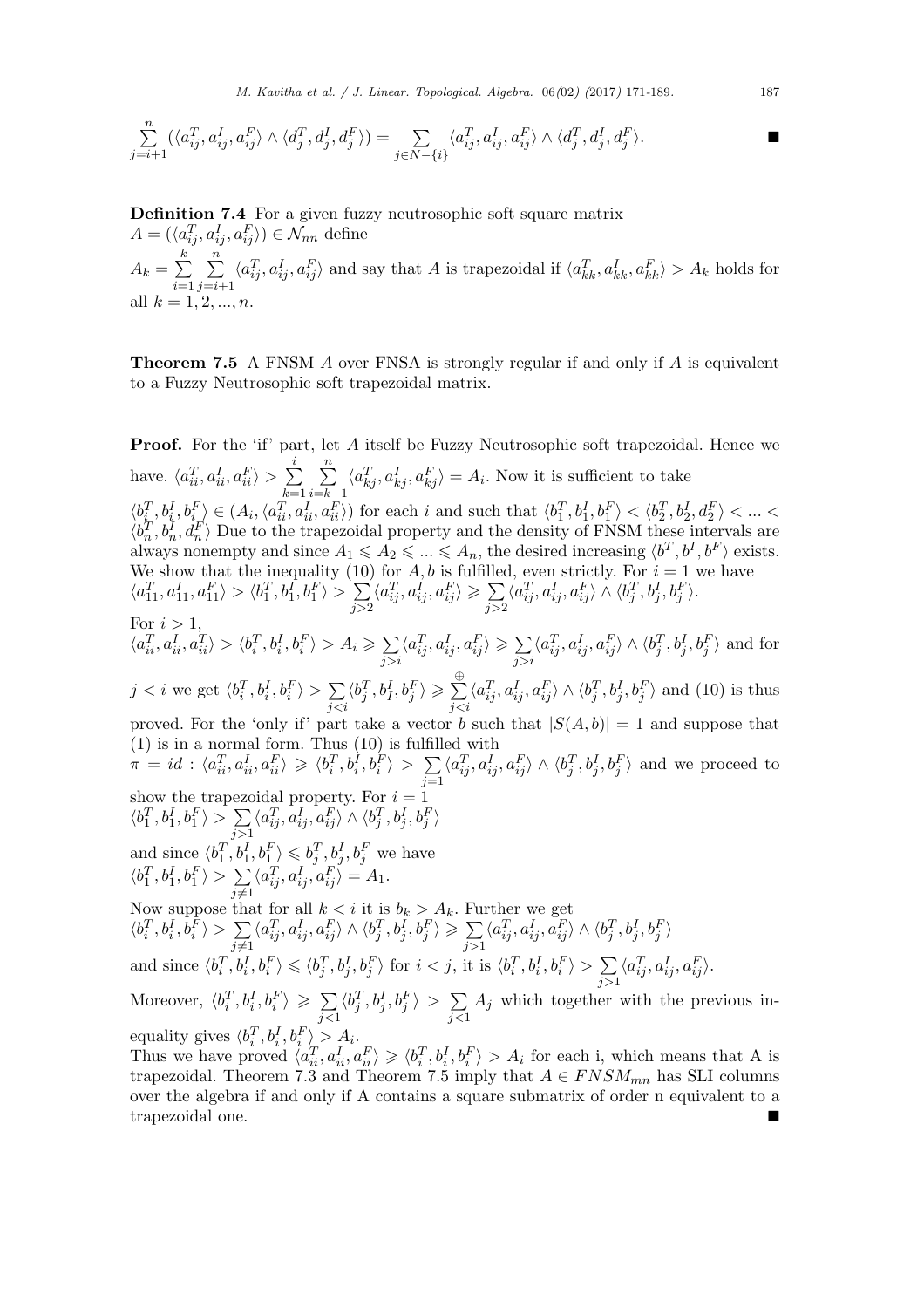$$\sum_{j=i+1}^{n} (\langle a_{ij}^T, a_{ij}^I, a_{ij}^F\rangle \wedge \langle d_j^T, d_j^I, d_j^F\rangle) = \sum_{j\in N-\{i\}} \langle a_{ij}^T, a_{ij}^I, a_{ij}^F\rangle \wedge \langle d_j^T, d_j^I, d_j^F\rangle. \qquad \blacksquare$$

**Definition 7.4** For a given fuzzy neutrosophic soft square matrix $A = (\langle a_{ij}^T, a_{ij}^I, a_{ij}^F\rangle) \in \mathcal{N}_{nn}$ define
$A_k = \sum_{i=1}^{k} \sum_{j=i+1}^{n} \langle a_{ij}^T, a_{ij}^I, a_{ij}^F\rangle$ and say that $A$ is trapezoidal if $\langle a_{kk}^T, a_{kk}^I, a_{kk}^F\rangle > A_k$ holds for all $k = 1, 2, ..., n$.

**Theorem 7.5** A FNSM $A$ over FNSA is strongly regular if and only if $A$ is equivalent to a Fuzzy Neutrosophic soft trapezoidal matrix.

**Proof.** For the 'if' part, let $A$ itself be Fuzzy Neutrosophic soft trapezoidal. Hence we have. $\langle a_{ii}^T, a_{ii}^I, a_{ii}^F\rangle > \sum_{k=1}^{i} \sum_{i=k+1}^{n} \langle a_{kj}^T, a_{kj}^I, a_{kj}^F\rangle = A_i$. Now it is sufficient to take $\langle b_i^T, b_i^I, b_i^F\rangle \in (A_i, \langle a_{ii}^T, a_{ii}^I, a_{ii}^F\rangle)$ for each $i$ and such that $\langle b_1^T, b_1^I, b_1^F\rangle < \langle b_2^T, b_2^I, d_2^F\rangle < ... < \langle b_n^T, b_n^I, d_n^F\rangle$ Due to the trapezoidal property and the density of FNSM these intervals are always nonempty and since $A_1 \leqslant A_2 \leqslant ... \leqslant A_n$, the desired increasing $\langle b^T, b^I, b^F\rangle$ exists. We show that the inequality (10) for $A, b$ is fulfilled, even strictly. For $i = 1$ we have $\langle a_{11}^T, a_{11}^I, a_{11}^F\rangle > \langle b_1^T, b_1^I, b_1^F\rangle > \sum_{j>2} \langle a_{ij}^T, a_{ij}^I, a_{ij}^F\rangle \geqslant \sum_{j>2} \langle a_{ij}^T, a_{ij}^I, a_{ij}^F\rangle \wedge \langle b_j^T, b_j^I, b_j^F\rangle$.
For $i > 1$,
$\langle a_{ii}^T, a_{ii}^I, a_{ii}^T\rangle > \langle b_i^T, b_i^I, b_i^F\rangle > A_i \geqslant \sum_{j>i} \langle a_{ij}^T, a_{ij}^I, a_{ij}^F\rangle \geqslant \sum_{j>i} \langle a_{ij}^T, a_{ij}^I, a_{ij}^F\rangle \wedge \langle b_j^T, b_j^I, b_j^F\rangle$ and for $j < i$ we get $\langle b_i^T, b_i^I, b_i^F\rangle > \sum_{j<i} \langle b_j^T, b_I^I, b_j^F\rangle \geqslant \sum_{j<i}^{\oplus} \langle a_{ij}^T, a_{ij}^I, a_{ij}^F\rangle \wedge \langle b_j^T, b_j^I, b_j^F\rangle$ and (10) is thus proved. For the 'only if' part take a vector $b$ such that $|S(A, b)| = 1$ and suppose that (1) is in a normal form. Thus (10) is fulfilled with
$\pi = id : \langle a_{ii}^T, a_{ii}^I, a_{ii}^F\rangle \geqslant \langle b_i^T, b_i^I, b_i^F\rangle > \sum_{j=1} \langle a_{ij}^T, a_{ij}^I, a_{ij}^F\rangle \wedge \langle b_j^T, b_j^I, b_j^F\rangle$ and we proceed to show the trapezoidal property. For $i = 1$
$\langle b_1^T, b_1^I, b_1^F\rangle > \sum_{j>1} \langle a_{ij}^T, a_{ij}^I, a_{ij}^F\rangle \wedge \langle b_j^T, b_j^I, b_j^F\rangle$
and since $\langle b_1^T, b_1^I, b_1^F\rangle \leqslant b_j^T, b_j^I, b_j^F$ we have
$\langle b_1^T, b_1^I, b_1^F\rangle > \sum_{j\neq 1} \langle a_{ij}^T, a_{ij}^I, a_{ij}^F\rangle = A_1$.
Now suppose that for all $k < i$ it is $b_k > A_k$. Further we get
$\langle b_i^T, b_i^I, b_i^F\rangle > \sum_{j\neq 1} \langle a_{ij}^T, a_{ij}^I, a_{ij}^F\rangle \wedge \langle b_j^T, b_j^I, b_j^F\rangle \geqslant \sum_{j>1} \langle a_{ij}^T, a_{ij}^I, a_{ij}^F\rangle \wedge \langle b_j^T, b_j^I, b_j^F\rangle$
and since $\langle b_i^T, b_i^I, b_i^F\rangle \leqslant \langle b_j^T, b_j^I, b_j^F\rangle$ for $i < j$, it is $\langle b_i^T, b_i^I, b_i^F\rangle > \sum_{j>1} \langle a_{ij}^T, a_{ij}^I, a_{ij}^F\rangle$.
Moreover, $\langle b_i^T, b_i^I, b_i^F\rangle \geqslant \sum_{j<1} \langle b_j^T, b_j^I, b_j^F\rangle > \sum_{j<1} A_j$ which together with the previous inequality gives $\langle b_i^T, b_i^I, b_i^F\rangle > A_i$.
Thus we have proved $\langle a_{ii}^T, a_{ii}^I, a_{ii}^F\rangle \geqslant \langle b_i^T, b_i^I, b_i^F\rangle > A_i$ for each i, which means that A is trapezoidal. Theorem 7.3 and Theorem 7.5 imply that $A \in FNSM_{mn}$ has SLI columns over the algebra if and only if A contains a square submatrix of order n equivalent to a trapezoidal one. $\blacksquare$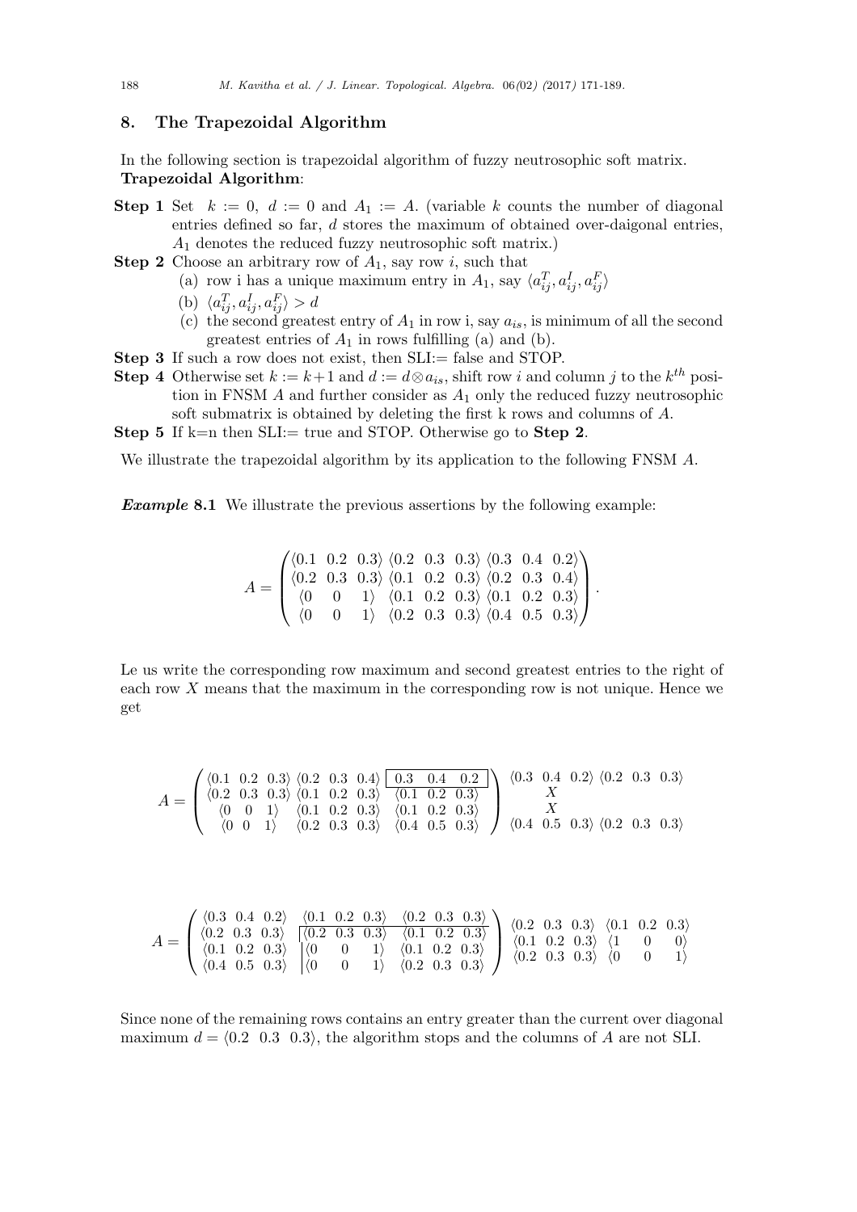## 8. The Trapezoidal Algorithm

In the following section is trapezoidal algorithm of fuzzy neutrosophic soft matrix.

**Trapezoidal Algorithm**:

**Step 1** Set $k := 0$, $d := 0$ and $A_1 := A$. (variable $k$ counts the number of diagonal entries defined so far, $d$ stores the maximum of obtained over-daigonal entries, $A_1$ denotes the reduced fuzzy neutrosophic soft matrix.)

**Step 2** Choose an arbitrary row of $A_1$, say row $i$, such that

- (a) row i has a unique maximum entry in $A_1$, say $\langle a^T_{ij}, a^I_{ij}, a^F_{ij} \rangle$
- (b) $\langle a^T_{ij}, a^I_{ij}, a^F_{ij} \rangle > d$
- (c) the second greatest entry of $A_1$ in row i, say $a_{is}$, is minimum of all the second greatest entries of $A_1$ in rows fulfilling (a) and (b).

**Step 3** If such a row does not exist, then SLI:= false and STOP.

**Step 4** Otherwise set $k := k+1$ and $d := d \otimes a_{is}$, shift row $i$ and column $j$ to the $k^{th}$ position in FNSM $A$ and further consider as $A_1$ only the reduced fuzzy neutrosophic soft submatrix is obtained by deleting the first k rows and columns of $A$.

**Step 5** If k=n then SLI:= true and STOP. Otherwise go to **Step 2**.

We illustrate the trapezoidal algorithm by its application to the following FNSM $A$.

***Example* 8.1** We illustrate the previous assertions by the following example:

$$A = \begin{pmatrix} \langle 0.1 \ \ 0.2 \ \ 0.3 \rangle & \langle 0.2 \ \ 0.3 \ \ 0.3 \rangle & \langle 0.3 \ \ 0.4 \ \ 0.2 \rangle \\ \langle 0.2 \ \ 0.3 \ \ 0.3 \rangle & \langle 0.1 \ \ 0.2 \ \ 0.3 \rangle & \langle 0.2 \ \ 0.3 \ \ 0.4 \rangle \\ \langle 0 \ \ \ 0 \ \ \ 1 \rangle & \langle 0.1 \ \ 0.2 \ \ 0.3 \rangle & \langle 0.1 \ \ 0.2 \ \ 0.3 \rangle \\ \langle 0 \ \ \ 0 \ \ \ 1 \rangle & \langle 0.2 \ \ 0.3 \ \ 0.3 \rangle & \langle 0.4 \ \ 0.5 \ \ 0.3 \rangle \end{pmatrix}.$$

Le us write the corresponding row maximum and second greatest entries to the right of each row $X$ means that the maximum in the corresponding row is not unique. Hence we get

$$A = \begin{pmatrix} \langle 0.1 \ \ 0.2 \ \ 0.3 \rangle & \langle 0.2 \ \ 0.3 \ \ 0.4 \rangle & \boxed{0.3 \ \ 0.4 \ \ 0.2} \\ \langle 0.2 \ \ 0.3 \ \ 0.3 \rangle & \langle 0.1 \ \ 0.2 \ \ 0.3 \rangle & \langle 0.1 \ \ 0.2 \ \ 0.3 \rangle \\ \langle 0 \ \ 0 \ \ 1 \rangle & \langle 0.1 \ \ 0.2 \ \ 0.3 \rangle & \langle 0.1 \ \ 0.2 \ \ 0.3 \rangle \\ \langle 0 \ \ 0 \ \ 1 \rangle & \langle 0.2 \ \ 0.3 \ \ 0.3 \rangle & \langle 0.4 \ \ 0.5 \ \ 0.3 \rangle \end{pmatrix} \begin{matrix} \langle 0.3 \ \ 0.4 \ \ 0.2 \rangle & \langle 0.2 \ \ 0.3 \ \ 0.3 \rangle \\ X & \\ X & \\ \langle 0.4 \ \ 0.5 \ \ 0.3 \rangle & \langle 0.2 \ \ 0.3 \ \ 0.3 \rangle \end{matrix}$$

$$A = \begin{pmatrix} \langle 0.3 \ \ 0.4 \ \ 0.2 \rangle & \langle 0.1 \ \ 0.2 \ \ 0.3 \rangle & \langle 0.2 \ \ 0.3 \ \ 0.3 \rangle \\ \langle 0.2 \ \ 0.3 \ \ 0.3 \rangle & \langle 0.2 \ \ 0.3 \ \ 0.3 \rangle & \langle 0.1 \ \ 0.2 \ \ 0.3 \rangle \\ \langle 0.1 \ \ 0.2 \ \ 0.3 \rangle & \langle 0 \ \ \ 0 \ \ \ 1 \rangle & \langle 0.1 \ \ 0.2 \ \ 0.3 \rangle \\ \langle 0.4 \ \ 0.5 \ \ 0.3 \rangle & \langle 0 \ \ \ 0 \ \ \ 1 \rangle & \langle 0.2 \ \ 0.3 \ \ 0.3 \rangle \end{pmatrix} \begin{matrix} \langle 0.2 \ \ 0.3 \ \ 0.3 \rangle & \langle 0.1 \ \ 0.2 \ \ 0.3 \rangle \\ \langle 0.1 \ \ 0.2 \ \ 0.3 \rangle & \langle 1 \ \ \ 0 \ \ \ 0 \rangle \\ \langle 0.2 \ \ 0.3 \ \ 0.3 \rangle & \langle 0 \ \ \ 0 \ \ \ 1 \rangle \end{matrix}$$

Since none of the remaining rows contains an entry greater than the current over diagonal maximum $d = \langle 0.2 \ \ 0.3 \ \ 0.3 \rangle$, the algorithm stops and the columns of $A$ are not SLI.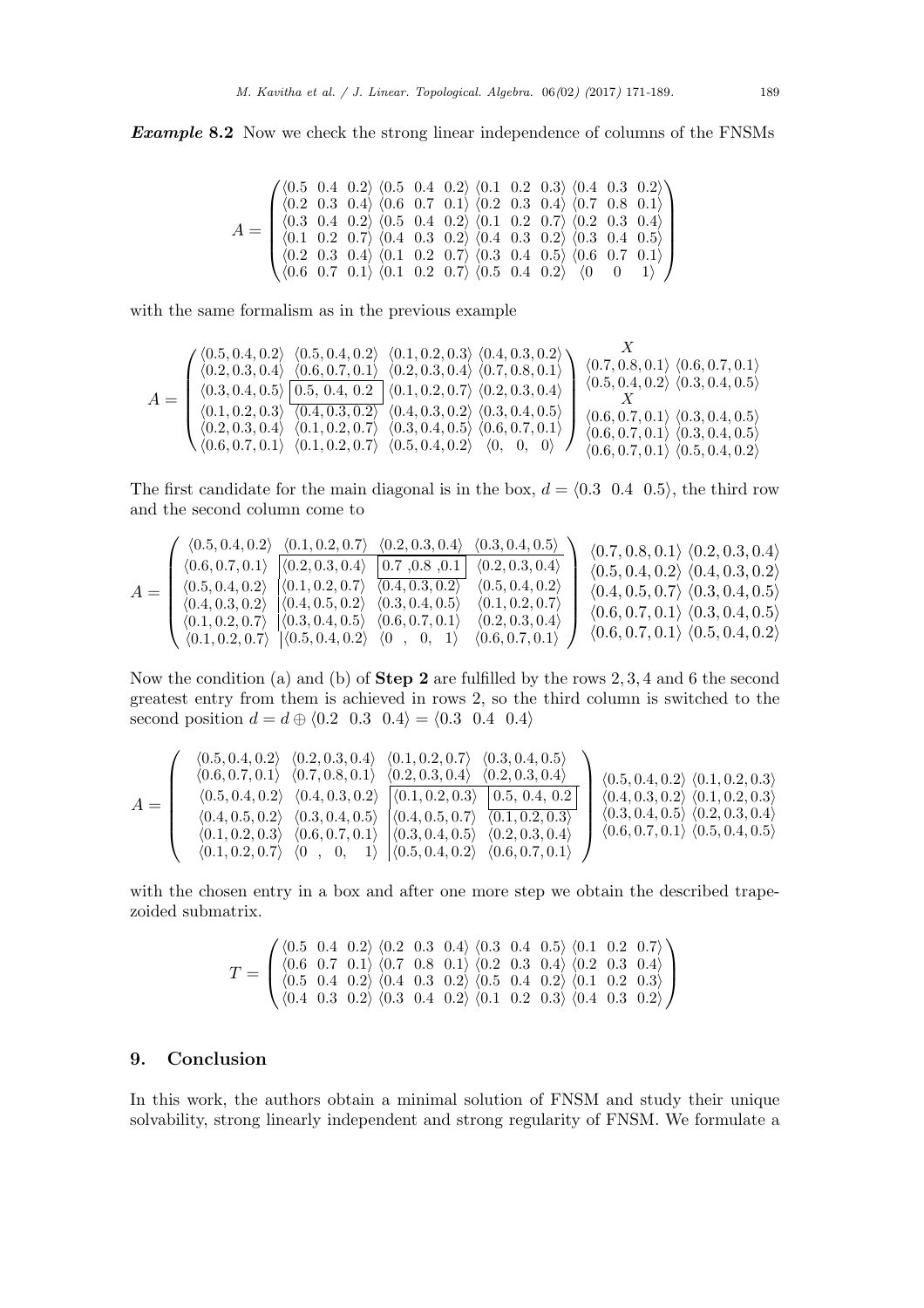***Example* 8.2** Now we check the strong linear independence of columns of the FNSMs

$$A = \begin{pmatrix} \langle 0.5 \ \ 0.4 \ \ 0.2\rangle & \langle 0.5 \ \ 0.4 \ \ 0.2\rangle & \langle 0.1 \ \ 0.2 \ \ 0.3\rangle & \langle 0.4 \ \ 0.3 \ \ 0.2\rangle \\ \langle 0.2 \ \ 0.3 \ \ 0.4\rangle & \langle 0.6 \ \ 0.7 \ \ 0.1\rangle & \langle 0.2 \ \ 0.3 \ \ 0.4\rangle & \langle 0.7 \ \ 0.8 \ \ 0.1\rangle \\ \langle 0.3 \ \ 0.4 \ \ 0.2\rangle & \langle 0.5 \ \ 0.4 \ \ 0.2\rangle & \langle 0.1 \ \ 0.2 \ \ 0.7\rangle & \langle 0.2 \ \ 0.3 \ \ 0.4\rangle \\ \langle 0.1 \ \ 0.2 \ \ 0.7\rangle & \langle 0.4 \ \ 0.3 \ \ 0.2\rangle & \langle 0.4 \ \ 0.3 \ \ 0.2\rangle & \langle 0.3 \ \ 0.4 \ \ 0.5\rangle \\ \langle 0.2 \ \ 0.3 \ \ 0.4\rangle & \langle 0.1 \ \ 0.2 \ \ 0.7\rangle & \langle 0.3 \ \ 0.4 \ \ 0.5\rangle & \langle 0.6 \ \ 0.7 \ \ 0.1\rangle \\ \langle 0.6 \ \ 0.7 \ \ 0.1\rangle & \langle 0.1 \ \ 0.2 \ \ 0.7\rangle & \langle 0.5 \ \ 0.4 \ \ 0.2\rangle & \langle 0 \ \ \ 0 \ \ \ 1\rangle \end{pmatrix}$$

with the same formalism as in the previous example

$$A = \begin{pmatrix} \langle 0.5, 0.4, 0.2\rangle & \langle 0.5, 0.4, 0.2\rangle & \langle 0.1, 0.2, 0.3\rangle & \langle 0.4, 0.3, 0.2\rangle \\ \langle 0.2, 0.3, 0.4\rangle & \langle 0.6, 0.7, 0.1\rangle & \langle 0.2, 0.3, 0.4\rangle & \langle 0.7, 0.8, 0.1\rangle \\ \langle 0.3, 0.4, 0.5\rangle & \boxed{0.5, \ 0.4, \ 0.2} & \langle 0.1, 0.2, 0.7\rangle & \langle 0.2, 0.3, 0.4\rangle \\ \langle 0.1, 0.2, 0.3\rangle & \langle 0.4, 0.3, 0.2\rangle & \langle 0.4, 0.3, 0.2\rangle & \langle 0.3, 0.4, 0.5\rangle \\ \langle 0.2, 0.3, 0.4\rangle & \langle 0.1, 0.2, 0.7\rangle & \langle 0.3, 0.4, 0.5\rangle & \langle 0.6, 0.7, 0.1\rangle \\ \langle 0.6, 0.7, 0.1\rangle & \langle 0.1, 0.2, 0.7\rangle & \langle 0.5, 0.4, 0.2\rangle & \langle 0, \ \ 0, \ \ 0\rangle \end{pmatrix} \begin{matrix} X \\ \langle 0.7, 0.8, 0.1\rangle \ \langle 0.6, 0.7, 0.1\rangle \\ \langle 0.5, 0.4, 0.2\rangle \ \langle 0.3, 0.4, 0.5\rangle \\ X \\ \langle 0.6, 0.7, 0.1\rangle \ \langle 0.3, 0.4, 0.5\rangle \\ \langle 0.6, 0.7, 0.1\rangle \ \langle 0.3, 0.4, 0.5\rangle \\ \langle 0.6, 0.7, 0.1\rangle \ \langle 0.5, 0.4, 0.2\rangle \end{matrix}$$

The first candidate for the main diagonal is in the box, $d = \langle 0.3 \ \ 0.4 \ \ 0.5\rangle$, the third row and the second column come to

$$A = \begin{pmatrix} \langle 0.5, 0.4, 0.2\rangle & \langle 0.1, 0.2, 0.7\rangle & \langle 0.2, 0.3, 0.4\rangle & \langle 0.3, 0.4, 0.5\rangle \\ \langle 0.6, 0.7, 0.1\rangle & \langle 0.2, 0.3, 0.4\rangle & \boxed{0.7 \ ,0.8 \ ,0.1} & \langle 0.2, 0.3, 0.4\rangle \\ \langle 0.5, 0.4, 0.2\rangle & \langle 0.1, 0.2, 0.7\rangle & \langle 0.4, 0.3, 0.2\rangle & \langle 0.5, 0.4, 0.2\rangle \\ \langle 0.4, 0.3, 0.2\rangle & \langle 0.4, 0.5, 0.2\rangle & \langle 0.3, 0.4, 0.5\rangle & \langle 0.1, 0.2, 0.7\rangle \\ \langle 0.1, 0.2, 0.7\rangle & \langle 0.3, 0.4, 0.5\rangle & \langle 0.6, 0.7, 0.1\rangle & \langle 0.2, 0.3, 0.4\rangle \\ \langle 0.1, 0.2, 0.7\rangle & \langle 0.5, 0.4, 0.2\rangle & \langle 0 \ \ , \ \ 0, \ \ 1\rangle & \langle 0.6, 0.7, 0.1\rangle \end{pmatrix} \begin{matrix} \langle 0.7, 0.8, 0.1\rangle \ \langle 0.2, 0.3, 0.4\rangle \\ \langle 0.5, 0.4, 0.2\rangle \ \langle 0.4, 0.3, 0.2\rangle \\ \langle 0.4, 0.5, 0.7\rangle \ \langle 0.3, 0.4, 0.5\rangle \\ \langle 0.6, 0.7, 0.1\rangle \ \langle 0.3, 0.4, 0.5\rangle \\ \langle 0.6, 0.7, 0.1\rangle \ \langle 0.5, 0.4, 0.2\rangle \end{matrix}$$

Now the condition (a) and (b) of **Step 2** are fulfilled by the rows 2, 3, 4 and 6 the second greatest entry from them is achieved in rows 2, so the third column is switched to the second position $d = d \oplus \langle 0.2 \ \ 0.3 \ \ 0.4\rangle = \langle 0.3 \ \ 0.4 \ \ 0.4\rangle$

$$A = \begin{pmatrix} \langle 0.5, 0.4, 0.2\rangle & \langle 0.2, 0.3, 0.4\rangle & \langle 0.1, 0.2, 0.7\rangle & \langle 0.3, 0.4, 0.5\rangle \\ \langle 0.6, 0.7, 0.1\rangle & \langle 0.7, 0.8, 0.1\rangle & \langle 0.2, 0.3, 0.4\rangle & \langle 0.2, 0.3, 0.4\rangle \\ \langle 0.5, 0.4, 0.2\rangle & \langle 0.4, 0.3, 0.2\rangle & \langle 0.1, 0.2, 0.3\rangle & \boxed{0.5, \ 0.4, \ 0.2} \\ \langle 0.4, 0.5, 0.2\rangle & \langle 0.3, 0.4, 0.5\rangle & \langle 0.4, 0.5, 0.7\rangle & \langle 0.1, 0.2, 0.3\rangle \\ \langle 0.1, 0.2, 0.3\rangle & \langle 0.6, 0.7, 0.1\rangle & \langle 0.3, 0.4, 0.5\rangle & \langle 0.2, 0.3, 0.4\rangle \\ \langle 0.1, 0.2, 0.7\rangle & \langle 0 \ \ , \ \ 0, \ \ 1\rangle & \langle 0.5, 0.4, 0.2\rangle & \langle 0.6, 0.7, 0.1\rangle \end{pmatrix} \begin{matrix} \langle 0.5, 0.4, 0.2\rangle \ \langle 0.1, 0.2, 0.3\rangle \\ \langle 0.4, 0.3, 0.2\rangle \ \langle 0.1, 0.2, 0.3\rangle \\ \langle 0.3, 0.4, 0.5\rangle \ \langle 0.2, 0.3, 0.4\rangle \\ \langle 0.6, 0.7, 0.1\rangle \ \langle 0.5, 0.4, 0.5\rangle \end{matrix}$$

with the chosen entry in a box and after one more step we obtain the described trapezoided submatrix.

$$T = \begin{pmatrix} \langle 0.5 \ \ 0.4 \ \ 0.2\rangle & \langle 0.2 \ \ 0.3 \ \ 0.4\rangle & \langle 0.3 \ \ 0.4 \ \ 0.5\rangle & \langle 0.1 \ \ 0.2 \ \ 0.7\rangle \\ \langle 0.6 \ \ 0.7 \ \ 0.1\rangle & \langle 0.7 \ \ 0.8 \ \ 0.1\rangle & \langle 0.2 \ \ 0.3 \ \ 0.4\rangle & \langle 0.2 \ \ 0.3 \ \ 0.4\rangle \\ \langle 0.5 \ \ 0.4 \ \ 0.2\rangle & \langle 0.4 \ \ 0.3 \ \ 0.2\rangle & \langle 0.5 \ \ 0.4 \ \ 0.2\rangle & \langle 0.1 \ \ 0.2 \ \ 0.3\rangle \\ \langle 0.4 \ \ 0.3 \ \ 0.2\rangle & \langle 0.3 \ \ 0.4 \ \ 0.2\rangle & \langle 0.1 \ \ 0.2 \ \ 0.3\rangle & \langle 0.4 \ \ 0.3 \ \ 0.2\rangle \end{pmatrix}$$

## 9. Conclusion

In this work, the authors obtain a minimal solution of FNSM and study their unique solvability, strong linearly independent and strong regularity of FNSM. We formulate a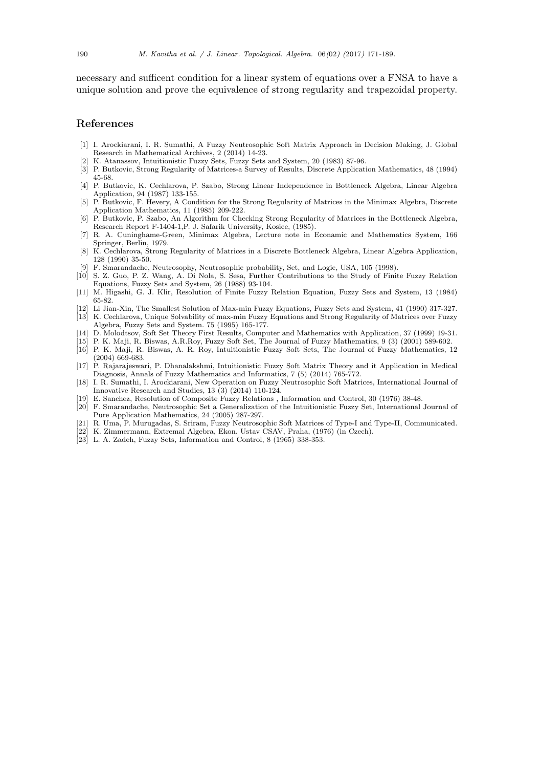necessary and sufficent condition for a linear system of equations over a FNSA to have a unique solution and prove the equivalence of strong regularity and trapezoidal property.

## References

[1] I. Arockiarani, I. R. Sumathi, A Fuzzy Neutrosophic Soft Matrix Approach in Decision Making, J. Global Research in Mathematical Archives, 2 (2014) 14-23.
[2] K. Atanassov, Intuitionistic Fuzzy Sets, Fuzzy Sets and System, 20 (1983) 87-96.
[3] P. Butkovic, Strong Regularity of Matrices-a Survey of Results, Discrete Application Mathematics, 48 (1994) 45-68.
[4] P. Butkovic, K. Cechlarova, P. Szabo, Strong Linear Independence in Bottleneck Algebra, Linear Algebra Application, 94 (1987) 133-155.
[5] P. Butkovic, F. Hevery, A Condition for the Strong Regularity of Matrices in the Minimax Algebra, Discrete Application Mathematics, 11 (1985) 209-222.
[6] P. Butkovic, P. Szabo, An Algorithm for Checking Strong Regularity of Matrices in the Bottleneck Algebra, Research Report F-1404-1,P. J. Safarik University, Kosice, (1985).
[7] R. A. Cuninghame-Green, Minimax Algebra, Lecture note in Econamic and Mathematics System, 166 Springer, Berlin, 1979.
[8] K. Cechlarova, Strong Regularity of Matrices in a Discrete Bottleneck Algebra, Linear Algebra Application, 128 (1990) 35-50.
[9] F. Smarandache, Neutrosophy, Neutrosophic probability, Set, and Logic, USA, 105 (1998).
[10] S. Z. Guo, P. Z. Wang, A. Di Nola, S. Sesa, Further Contributions to the Study of Finite Fuzzy Relation Equations, Fuzzy Sets and System, 26 (1988) 93-104.
[11] M. Higashi, G. J. Klir, Resolution of Finite Fuzzy Relation Equation, Fuzzy Sets and System, 13 (1984) 65-82.
[12] Li Jian-Xin, The Smallest Solution of Max-min Fuzzy Equations, Fuzzy Sets and System, 41 (1990) 317-327.
[13] K. Cechlarova, Unique Solvability of max-min Fuzzy Equations and Strong Regularity of Matrices over Fuzzy Algebra, Fuzzy Sets and System. 75 (1995) 165-177.
[14] D. Molodtsov, Soft Set Theory First Results, Computer and Mathematics with Application, 37 (1999) 19-31.
[15] P. K. Maji, R. Biswas, A.R.Roy, Fuzzy Soft Set, The Journal of Fuzzy Mathematics, 9 (3) (2001) 589-602.
[16] P. K. Maji, R. Biswas, A. R. Roy, Intuitionistic Fuzzy Soft Sets, The Journal of Fuzzy Mathematics, 12 (2004) 669-683.
[17] P. Rajarajeswari, P. Dhanalakshmi, Intuitionistic Fuzzy Soft Matrix Theory and it Application in Medical Diagnosis, Annals of Fuzzy Mathematics and Informatics, 7 (5) (2014) 765-772.
[18] I. R. Sumathi, I. Arockiarani, New Operation on Fuzzy Neutrosophic Soft Matrices, International Journal of Innovative Research and Studies, 13 (3) (2014) 110-124.
[19] E. Sanchez, Resolution of Composite Fuzzy Relations , Information and Control, 30 (1976) 38-48.
[20] F. Smarandache, Neutrosophic Set a Generalization of the Intuitionistic Fuzzy Set, International Journal of Pure Application Mathematics, 24 (2005) 287-297.
[21] R. Uma, P. Murugadas, S. Sriram, Fuzzy Neutrosophic Soft Matrices of Type-I and Type-II, Communicated.
[22] K. Zimmermann, Extremal Algebra, Ekon. Ustav CSAV, Praha, (1976) (in Czech).
[23] L. A. Zadeh, Fuzzy Sets, Information and Control, 8 (1965) 338-353.